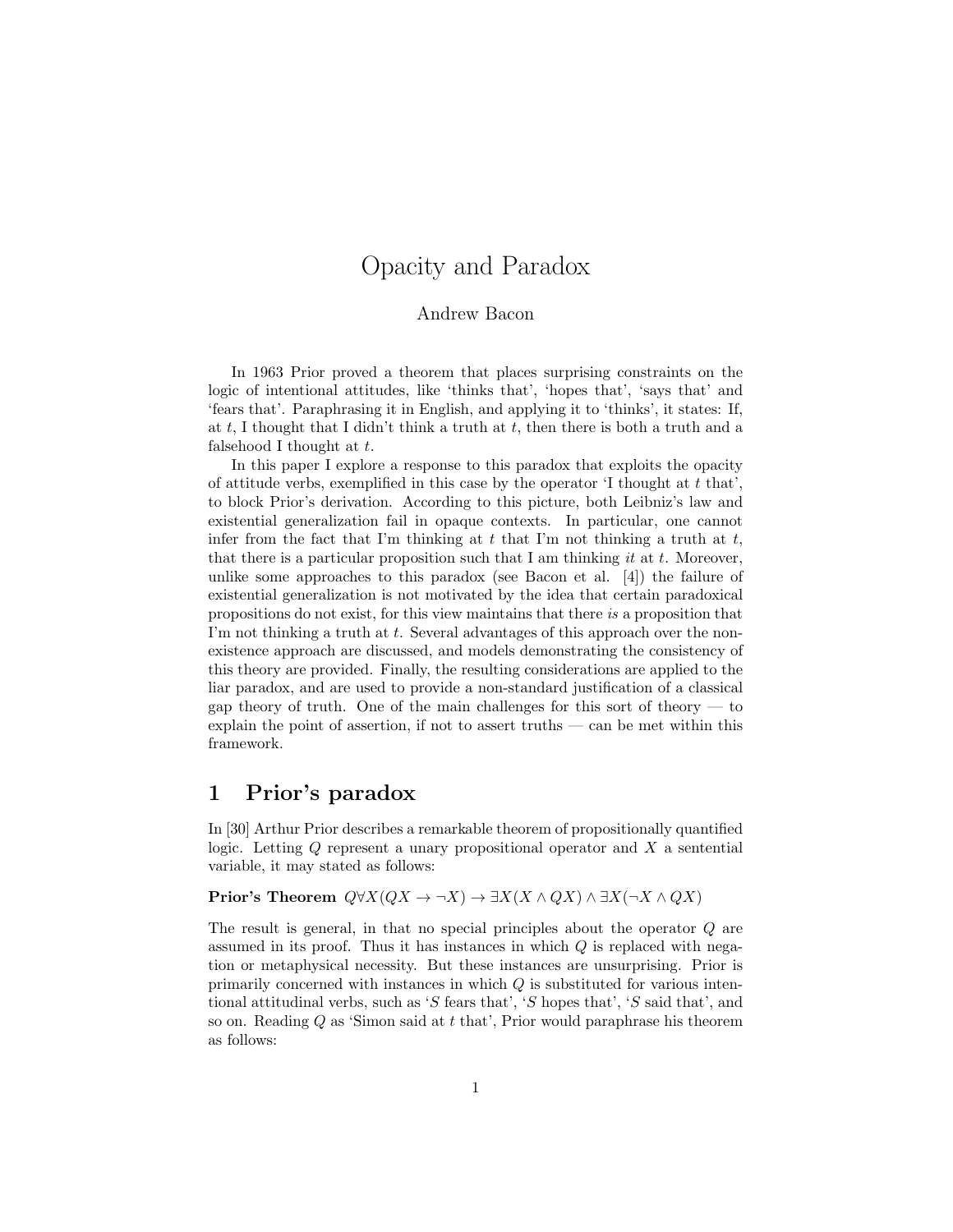# Opacity and Paradox

Andrew Bacon

In 1963 Prior proved a theorem that places surprising constraints on the logic of intentional attitudes, like 'thinks that', 'hopes that', 'says that' and 'fears that'. Paraphrasing it in English, and applying it to 'thinks', it states: If, at $t$, I thought that I didn't think a truth at $t$, then there is both a truth and a falsehood I thought at $t$.

In this paper I explore a response to this paradox that exploits the opacity of attitude verbs, exemplified in this case by the operator 'I thought at $t$ that', to block Prior's derivation. According to this picture, both Leibniz's law and existential generalization fail in opaque contexts. In particular, one cannot infer from the fact that I'm thinking at $t$ that I'm not thinking a truth at $t$, that there is a particular proposition such that I am thinking *it* at $t$. Moreover, unlike some approaches to this paradox (see Bacon et al. [4]) the failure of existential generalization is not motivated by the idea that certain paradoxical propositions do not exist, for this view maintains that there *is* a proposition that I'm not thinking a truth at $t$. Several advantages of this approach over the non-existence approach are discussed, and models demonstrating the consistency of this theory are provided. Finally, the resulting considerations are applied to the liar paradox, and are used to provide a non-standard justification of a classical gap theory of truth. One of the main challenges for this sort of theory — to explain the point of assertion, if not to assert truths — can be met within this framework.

## 1 Prior's paradox

In [30] Arthur Prior describes a remarkable theorem of propositionally quantified logic. Letting $Q$ represent a unary propositional operator and $X$ a sentential variable, it may stated as follows:

**Prior's Theorem** $Q\forall X(QX \to \neg X) \to \exists X(X \wedge QX) \wedge \exists X(\neg X \wedge QX)$

The result is general, in that no special principles about the operator $Q$ are assumed in its proof. Thus it has instances in which $Q$ is replaced with negation or metaphysical necessity. But these instances are unsurprising. Prior is primarily concerned with instances in which $Q$ is substituted for various intentional attitudinal verbs, such as '$S$ fears that', '$S$ hopes that', '$S$ said that', and so on. Reading $Q$ as 'Simon said at $t$ that', Prior would paraphrase his theorem as follows: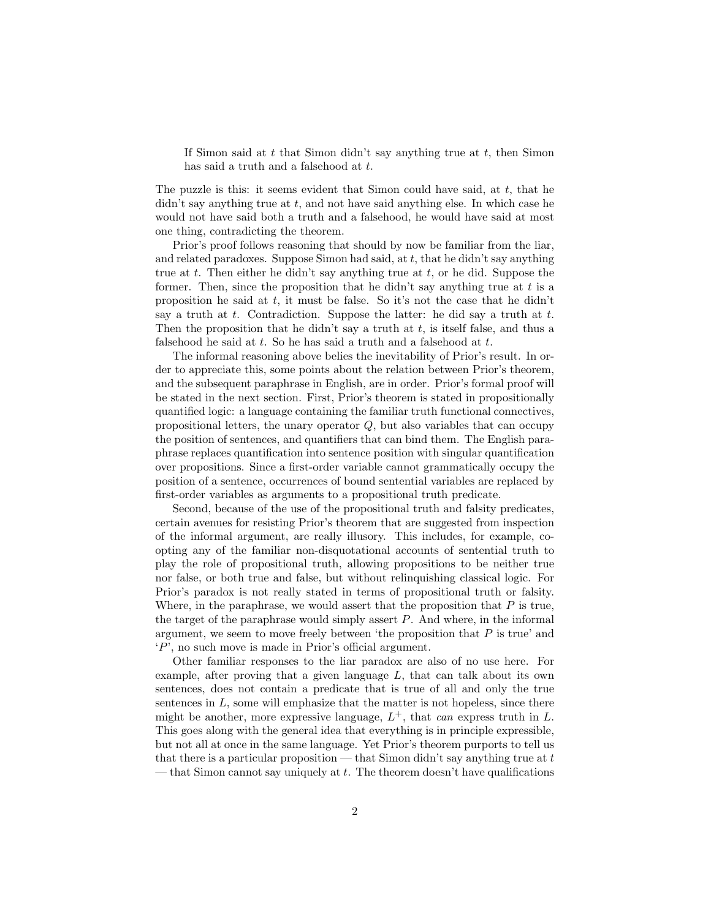> If Simon said at $t$ that Simon didn't say anything true at $t$, then Simon has said a truth and a falsehood at $t$.

The puzzle is this: it seems evident that Simon could have said, at $t$, that he didn't say anything true at $t$, and not have said anything else. In which case he would not have said both a truth and a falsehood, he would have said at most one thing, contradicting the theorem.

Prior's proof follows reasoning that should by now be familiar from the liar, and related paradoxes. Suppose Simon had said, at $t$, that he didn't say anything true at $t$. Then either he didn't say anything true at $t$, or he did. Suppose the former. Then, since the proposition that he didn't say anything true at $t$ is a proposition he said at $t$, it must be false. So it's not the case that he didn't say a truth at $t$. Contradiction. Suppose the latter: he did say a truth at $t$. Then the proposition that he didn't say a truth at $t$, is itself false, and thus a falsehood he said at $t$. So he has said a truth and a falsehood at $t$.

The informal reasoning above belies the inevitability of Prior's result. In order to appreciate this, some points about the relation between Prior's theorem, and the subsequent paraphrase in English, are in order. Prior's formal proof will be stated in the next section. First, Prior's theorem is stated in propositionally quantified logic: a language containing the familiar truth functional connectives, propositional letters, the unary operator $Q$, but also variables that can occupy the position of sentences, and quantifiers that can bind them. The English paraphrase replaces quantification into sentence position with singular quantification over propositions. Since a first-order variable cannot grammatically occupy the position of a sentence, occurrences of bound sentential variables are replaced by first-order variables as arguments to a propositional truth predicate.

Second, because of the use of the propositional truth and falsity predicates, certain avenues for resisting Prior's theorem that are suggested from inspection of the informal argument, are really illusory. This includes, for example, co-opting any of the familiar non-disquotational accounts of sentential truth to play the role of propositional truth, allowing propositions to be neither true nor false, or both true and false, but without relinquishing classical logic. For Prior's paradox is not really stated in terms of propositional truth or falsity. Where, in the paraphrase, we would assert that the proposition that $P$ is true, the target of the paraphrase would simply assert $P$. And where, in the informal argument, we seem to move freely between 'the proposition that $P$ is true' and '$P$', no such move is made in Prior's official argument.

Other familiar responses to the liar paradox are also of no use here. For example, after proving that a given language $L$, that can talk about its own sentences, does not contain a predicate that is true of all and only the true sentences in $L$, some will emphasize that the matter is not hopeless, since there might be another, more expressive language, $L^+$, that *can* express truth in $L$. This goes along with the general idea that everything is in principle expressible, but not all at once in the same language. Yet Prior's theorem purports to tell us that there is a particular proposition — that Simon didn't say anything true at $t$ — that Simon cannot say uniquely at $t$. The theorem doesn't have qualifications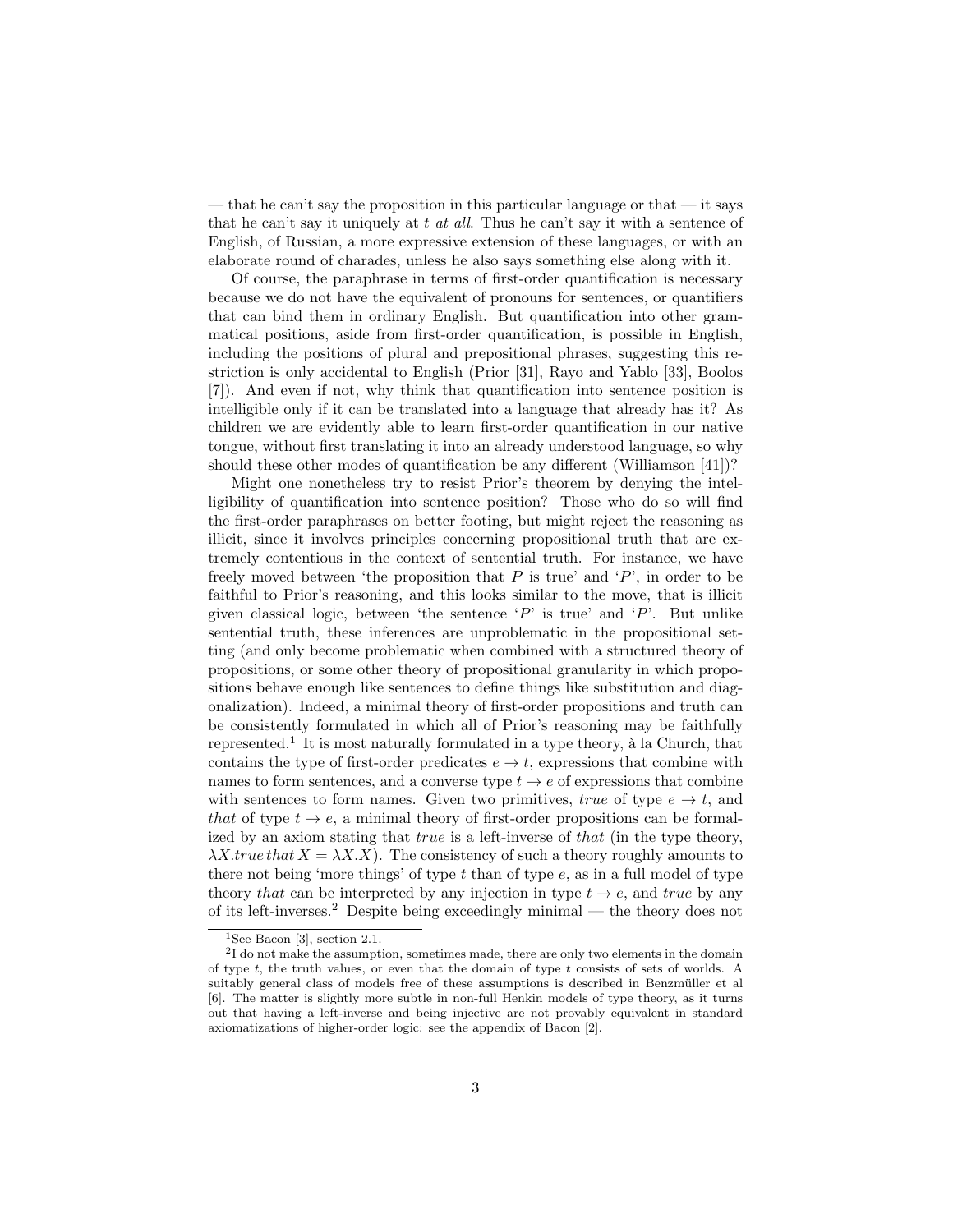— that he can't say the proposition in this particular language or that — it says that he can't say it uniquely at $t$ *at all*. Thus he can't say it with a sentence of English, of Russian, a more expressive extension of these languages, or with an elaborate round of charades, unless he also says something else along with it.

Of course, the paraphrase in terms of first-order quantification is necessary because we do not have the equivalent of pronouns for sentences, or quantifiers that can bind them in ordinary English. But quantification into other grammatical positions, aside from first-order quantification, is possible in English, including the positions of plural and prepositional phrases, suggesting this restriction is only accidental to English (Prior [31], Rayo and Yablo [33], Boolos [7]). And even if not, why think that quantification into sentence position is intelligible only if it can be translated into a language that already has it? As children we are evidently able to learn first-order quantification in our native tongue, without first translating it into an already understood language, so why should these other modes of quantification be any different (Williamson [41])?

Might one nonetheless try to resist Prior's theorem by denying the intelligibility of quantification into sentence position? Those who do so will find the first-order paraphrases on better footing, but might reject the reasoning as illicit, since it involves principles concerning propositional truth that are extremely contentious in the context of sentential truth. For instance, we have freely moved between 'the proposition that $P$ is true' and '$P$', in order to be faithful to Prior's reasoning, and this looks similar to the move, that is illicit given classical logic, between 'the sentence '$P$' is true' and '$P$'. But unlike sentential truth, these inferences are unproblematic in the propositional setting (and only become problematic when combined with a structured theory of propositions, or some other theory of propositional granularity in which propositions behave enough like sentences to define things like substitution and diagonalization). Indeed, a minimal theory of first-order propositions and truth can be consistently formulated in which all of Prior's reasoning may be faithfully represented.[1] It is most naturally formulated in a type theory, à la Church, that contains the type of first-order predicates $e \to t$, expressions that combine with names to form sentences, and a converse type $t \to e$ of expressions that combine with sentences to form names. Given two primitives, *true* of type $e \to t$, and *that* of type $t \to e$, a minimal theory of first-order propositions can be formalized by an axiom stating that *true* is a left-inverse of *that* (in the type theory, $\lambda X.true\,that\,X = \lambda X.X$). The consistency of such a theory roughly amounts to there not being 'more things' of type $t$ than of type $e$, as in a full model of type theory *that* can be interpreted by any injection in type $t \to e$, and *true* by any of its left-inverses.[2] Despite being exceedingly minimal — the theory does not

[1] See Bacon [3], section 2.1.

[2] I do not make the assumption, sometimes made, there are only two elements in the domain of type $t$, the truth values, or even that the domain of type $t$ consists of sets of worlds. A suitably general class of models free of these assumptions is described in Benzmüller et al [6]. The matter is slightly more subtle in non-full Henkin models of type theory, as it turns out that having a left-inverse and being injective are not provably equivalent in standard axiomatizations of higher-order logic: see the appendix of Bacon [2].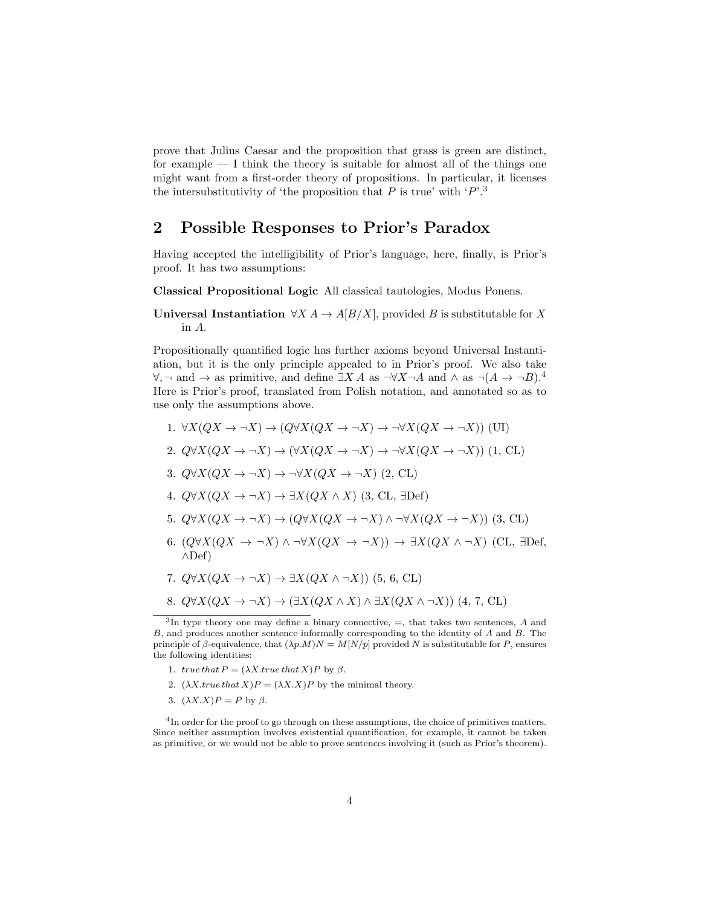prove that Julius Caesar and the proposition that grass is green are distinct, for example — I think the theory is suitable for almost all of the things one might want from a first-order theory of propositions. In particular, it licenses the intersubstitutivity of 'the proposition that $P$ is true' with '$P$'.[3]

## 2 Possible Responses to Prior's Paradox

Having accepted the intelligibility of Prior's language, here, finally, is Prior's proof. It has two assumptions:

**Classical Propositional Logic** All classical tautologies, Modus Ponens.

**Universal Instantiation** $\forall X\, A \to A[B/X]$, provided $B$ is substitutable for $X$ in $A$.

Propositionally quantified logic has further axioms beyond Universal Instantiation, but it is the only principle appealed to in Prior's proof. We also take $\forall, \neg$ and $\to$ as primitive, and define $\exists X\, A$ as $\neg\forall X \neg A$ and $\wedge$ as $\neg(A \to \neg B)$.[4] Here is Prior's proof, translated from Polish notation, and annotated so as to use only the assumptions above.

1. $\forall X(QX \to \neg X) \to (Q\forall X(QX \to \neg X) \to \neg\forall X(QX \to \neg X))$ (UI)
2. $Q\forall X(QX \to \neg X) \to (\forall X(QX \to \neg X) \to \neg\forall X(QX \to \neg X))$ (1, CL)
3. $Q\forall X(QX \to \neg X) \to \neg\forall X(QX \to \neg X)$ (2, CL)
4. $Q\forall X(QX \to \neg X) \to \exists X(QX \wedge X)$ (3, CL, $\exists$Def)
5. $Q\forall X(QX \to \neg X) \to (Q\forall X(QX \to \neg X) \wedge \neg\forall X(QX \to \neg X))$ (3, CL)
6. $(Q\forall X(QX \to \neg X) \wedge \neg\forall X(QX \to \neg X)) \to \exists X(QX \wedge \neg X)$ (CL, $\exists$Def, $\wedge$Def)
7. $Q\forall X(QX \to \neg X) \to \exists X(QX \wedge \neg X))$ (5, 6, CL)
8. $Q\forall X(QX \to \neg X) \to (\exists X(QX \wedge X) \wedge \exists X(QX \wedge \neg X))$ (4, 7, CL)

---

[3] In type theory one may define a binary connective, $=$, that takes two sentences, $A$ and $B$, and produces another sentence informally corresponding to the identity of $A$ and $B$. The principle of $\beta$-equivalence, that $(\lambda p.M)N = M[N/p]$ provided $N$ is substitutable for $P$, ensures the following identities:

1. $true\,that\,P = (\lambda X.true\,that\,X)P$ by $\beta$.
2. $(\lambda X.true\,that\,X)P = (\lambda X.X)P$ by the minimal theory.
3. $(\lambda X.X)P = P$ by $\beta$.

[4] In order for the proof to go through on these assumptions, the choice of primitives matters. Since neither assumption involves existential quantification, for example, it cannot be taken as primitive, or we would not be able to prove sentences involving it (such as Prior's theorem).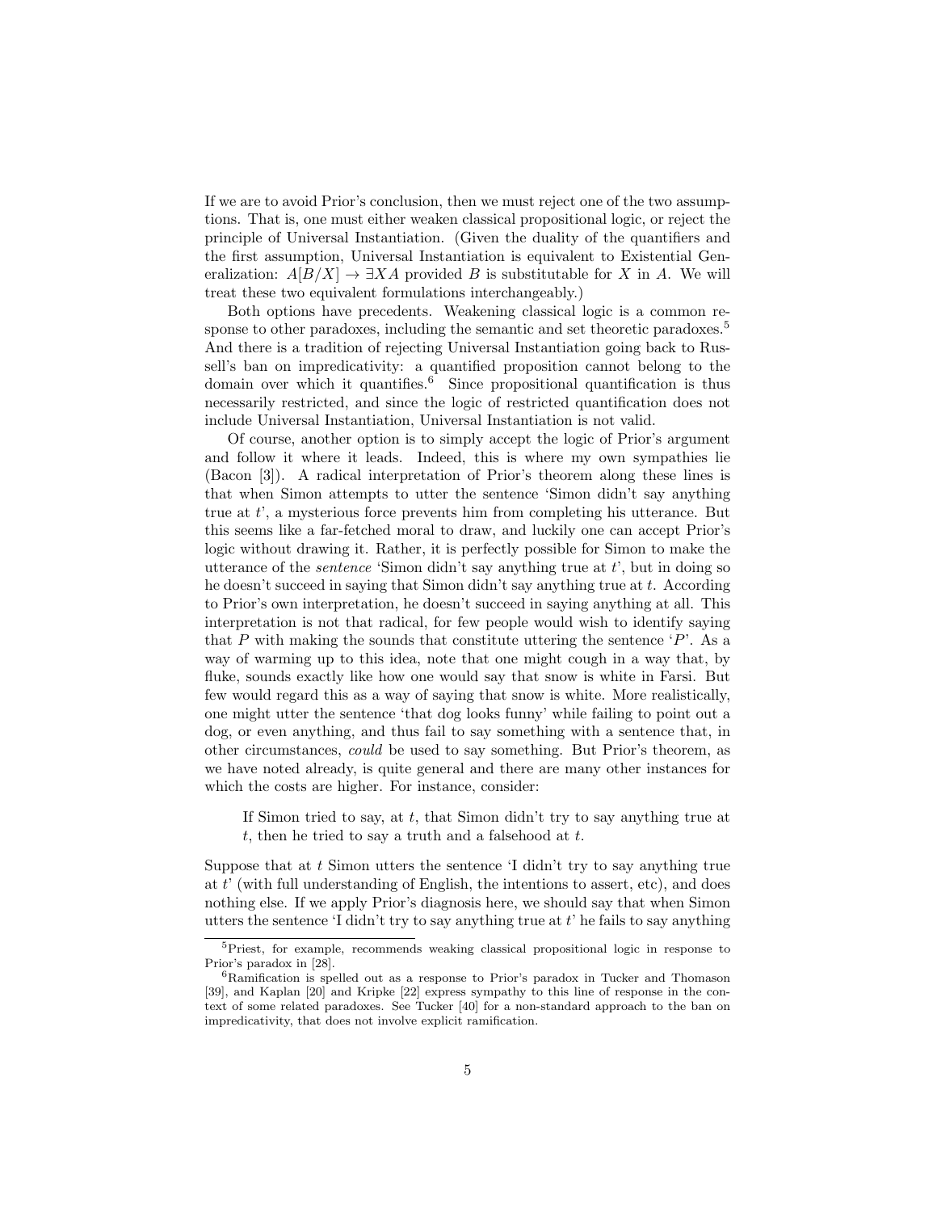If we are to avoid Prior's conclusion, then we must reject one of the two assumptions. That is, one must either weaken classical propositional logic, or reject the principle of Universal Instantiation. (Given the duality of the quantifiers and the first assumption, Universal Instantiation is equivalent to Existential Generalization: $A[B/X] \to \exists XA$ provided $B$ is substitutable for $X$ in $A$. We will treat these two equivalent formulations interchangeably.)

Both options have precedents. Weakening classical logic is a common response to other paradoxes, including the semantic and set theoretic paradoxes.[5] And there is a tradition of rejecting Universal Instantiation going back to Russell's ban on impredicativity: a quantified proposition cannot belong to the domain over which it quantifies.[6] Since propositional quantification is thus necessarily restricted, and since the logic of restricted quantification does not include Universal Instantiation, Universal Instantiation is not valid.

Of course, another option is to simply accept the logic of Prior's argument and follow it where it leads. Indeed, this is where my own sympathies lie (Bacon [3]). A radical interpretation of Prior's theorem along these lines is that when Simon attempts to utter the sentence 'Simon didn't say anything true at $t$', a mysterious force prevents him from completing his utterance. But this seems like a far-fetched moral to draw, and luckily one can accept Prior's logic without drawing it. Rather, it is perfectly possible for Simon to make the utterance of the *sentence* 'Simon didn't say anything true at $t$', but in doing so he doesn't succeed in saying that Simon didn't say anything true at $t$. According to Prior's own interpretation, he doesn't succeed in saying anything at all. This interpretation is not that radical, for few people would wish to identify saying that $P$ with making the sounds that constitute uttering the sentence '$P$'. As a way of warming up to this idea, note that one might cough in a way that, by fluke, sounds exactly like how one would say that snow is white in Farsi. But few would regard this as a way of saying that snow is white. More realistically, one might utter the sentence 'that dog looks funny' while failing to point out a dog, or even anything, and thus fail to say something with a sentence that, in other circumstances, *could* be used to say something. But Prior's theorem, as we have noted already, is quite general and there are many other instances for which the costs are higher. For instance, consider:

> If Simon tried to say, at $t$, that Simon didn't try to say anything true at $t$, then he tried to say a truth and a falsehood at $t$.

Suppose that at $t$ Simon utters the sentence 'I didn't try to say anything true at $t$' (with full understanding of English, the intentions to assert, etc), and does nothing else. If we apply Prior's diagnosis here, we should say that when Simon utters the sentence 'I didn't try to say anything true at $t$' he fails to say anything

---

[5] Priest, for example, recommends weaking classical propositional logic in response to Prior's paradox in [28].

[6] Ramification is spelled out as a response to Prior's paradox in Tucker and Thomason [39], and Kaplan [20] and Kripke [22] express sympathy to this line of response in the context of some related paradoxes. See Tucker [40] for a non-standard approach to the ban on impredicativity, that does not involve explicit ramification.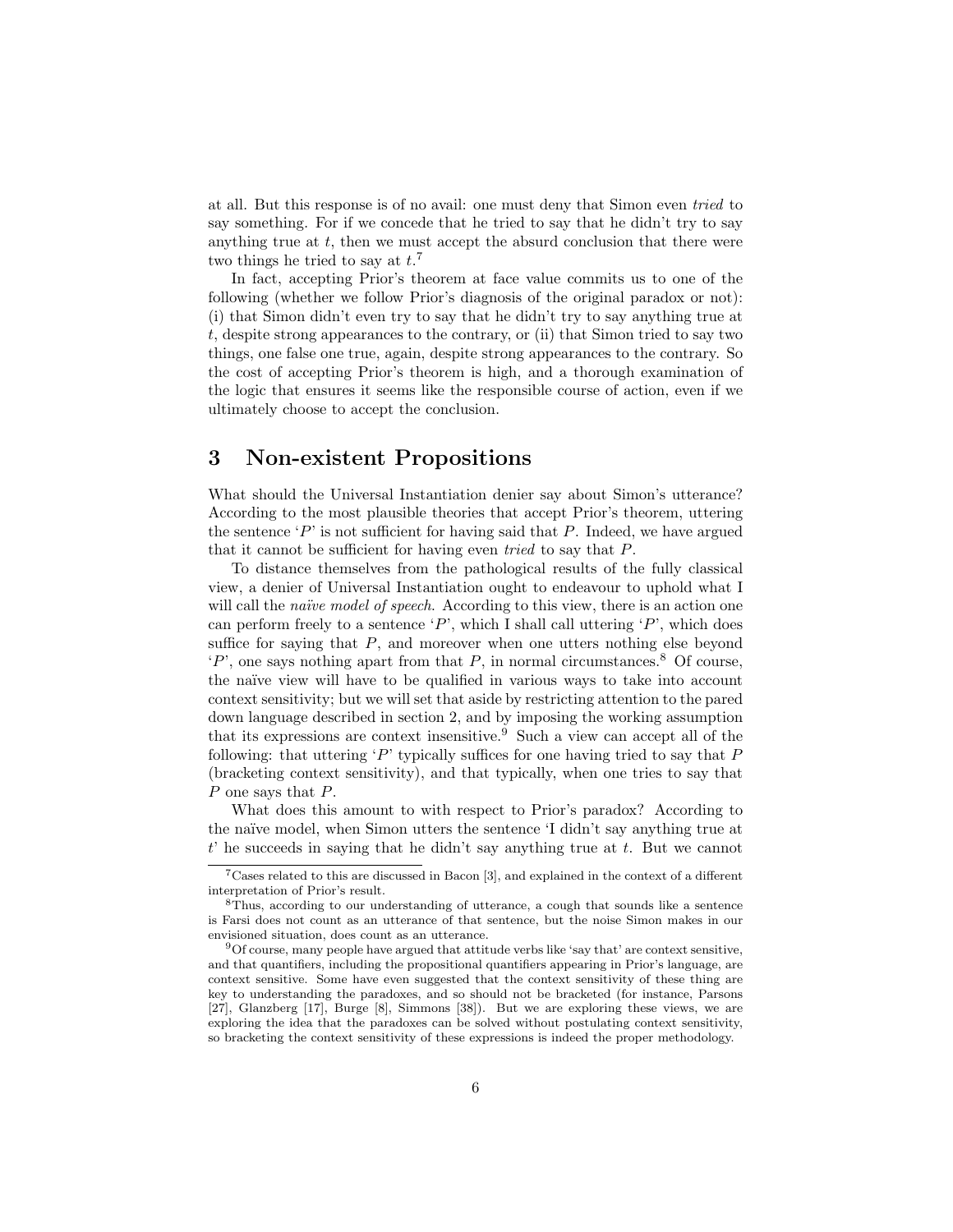at all. But this response is of no avail: one must deny that Simon even *tried* to say something. For if we concede that he tried to say that he didn't try to say anything true at $t$, then we must accept the absurd conclusion that there were two things he tried to say at $t$.[7]

In fact, accepting Prior's theorem at face value commits us to one of the following (whether we follow Prior's diagnosis of the original paradox or not): (i) that Simon didn't even try to say that he didn't try to say anything true at $t$, despite strong appearances to the contrary, or (ii) that Simon tried to say two things, one false one true, again, despite strong appearances to the contrary. So the cost of accepting Prior's theorem is high, and a thorough examination of the logic that ensures it seems like the responsible course of action, even if we ultimately choose to accept the conclusion.

## 3 Non-existent Propositions

What should the Universal Instantiation denier say about Simon's utterance? According to the most plausible theories that accept Prior's theorem, uttering the sentence '$P$' is not sufficient for having said that $P$. Indeed, we have argued that it cannot be sufficient for having even *tried* to say that $P$.

To distance themselves from the pathological results of the fully classical view, a denier of Universal Instantiation ought to endeavour to uphold what I will call the *naïve model of speech*. According to this view, there is an action one can perform freely to a sentence '$P$', which I shall call uttering '$P$', which does suffice for saying that $P$, and moreover when one utters nothing else beyond '$P$', one says nothing apart from that $P$, in normal circumstances.[8] Of course, the naïve view will have to be qualified in various ways to take into account context sensitivity; but we will set that aside by restricting attention to the pared down language described in section 2, and by imposing the working assumption that its expressions are context insensitive.[9] Such a view can accept all of the following: that uttering '$P$' typically suffices for one having tried to say that $P$ (bracketing context sensitivity), and that typically, when one tries to say that $P$ one says that $P$.

What does this amount to with respect to Prior's paradox? According to the naïve model, when Simon utters the sentence 'I didn't say anything true at $t$' he succeeds in saying that he didn't say anything true at $t$. But we cannot

---

[7] Cases related to this are discussed in Bacon [3], and explained in the context of a different interpretation of Prior's result.

[8] Thus, according to our understanding of utterance, a cough that sounds like a sentence is Farsi does not count as an utterance of that sentence, but the noise Simon makes in our envisioned situation, does count as an utterance.

[9] Of course, many people have argued that attitude verbs like 'say that' are context sensitive, and that quantifiers, including the propositional quantifiers appearing in Prior's language, are context sensitive. Some have even suggested that the context sensitivity of these thing are key to understanding the paradoxes, and so should not be bracketed (for instance, Parsons [27], Glanzberg [17], Burge [8], Simmons [38]). But we are exploring these views, we are exploring the idea that the paradoxes can be solved without postulating context sensitivity, so bracketing the context sensitivity of these expressions is indeed the proper methodology.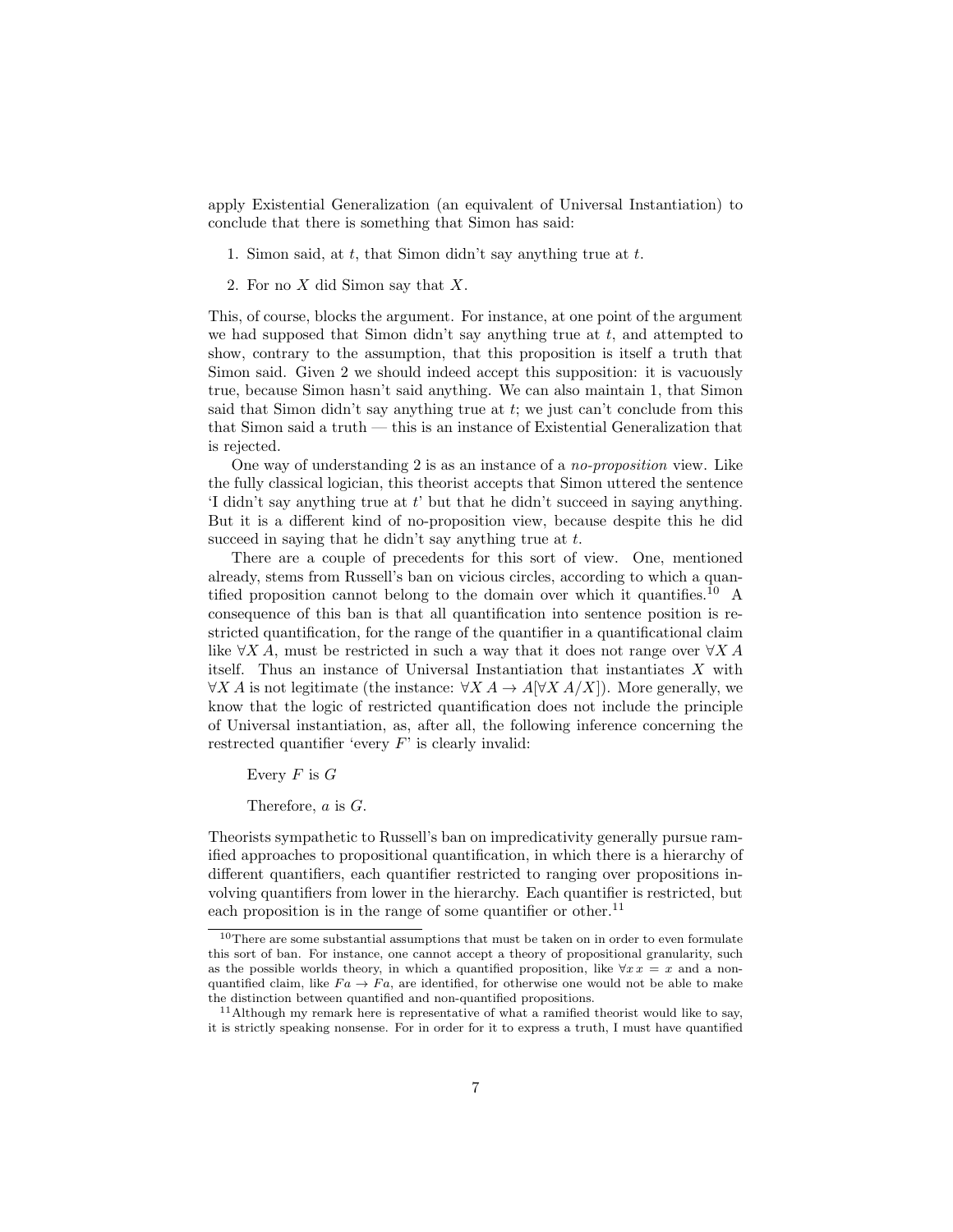apply Existential Generalization (an equivalent of Universal Instantiation) to conclude that there is something that Simon has said:

1. Simon said, at $t$, that Simon didn't say anything true at $t$.
2. For no $X$ did Simon say that $X$.

This, of course, blocks the argument. For instance, at one point of the argument we had supposed that Simon didn't say anything true at $t$, and attempted to show, contrary to the assumption, that this proposition is itself a truth that Simon said. Given 2 we should indeed accept this supposition: it is vacuously true, because Simon hasn't said anything. We can also maintain 1, that Simon said that Simon didn't say anything true at $t$; we just can't conclude from this that Simon said a truth — this is an instance of Existential Generalization that is rejected.

One way of understanding 2 is as an instance of a *no-proposition* view. Like the fully classical logician, this theorist accepts that Simon uttered the sentence 'I didn't say anything true at $t$' but that he didn't succeed in saying anything. But it is a different kind of no-proposition view, because despite this he did succeed in saying that he didn't say anything true at $t$.

There are a couple of precedents for this sort of view. One, mentioned already, stems from Russell's ban on vicious circles, according to which a quantified proposition cannot belong to the domain over which it quantifies.[10] A consequence of this ban is that all quantification into sentence position is restricted quantification, for the range of the quantifier in a quantificational claim like $\forall X\, A$, must be restricted in such a way that it does not range over $\forall X\, A$ itself. Thus an instance of Universal Instantiation that instantiates $X$ with $\forall X\, A$ is not legitimate (the instance: $\forall X\, A \to A[\forall X\, A/X]$). More generally, we know that the logic of restricted quantification does not include the principle of Universal instantiation, as, after all, the following inference concerning the restrected quantifier 'every $F$' is clearly invalid:

> Every $F$ is $G$
>
> Therefore, $a$ is $G$.

Theorists sympathetic to Russell's ban on impredicativity generally pursue ramified approaches to propositional quantification, in which there is a hierarchy of different quantifiers, each quantifier restricted to ranging over propositions involving quantifiers from lower in the hierarchy. Each quantifier is restricted, but each proposition is in the range of some quantifier or other.[11]

---

[10] There are some substantial assumptions that must be taken on in order to even formulate this sort of ban. For instance, one cannot accept a theory of propositional granularity, such as the possible worlds theory, in which a quantified proposition, like $\forall x\, x = x$ and a non-quantified claim, like $Fa \to Fa$, are identified, for otherwise one would not be able to make the distinction between quantified and non-quantified propositions.

[11] Although my remark here is representative of what a ramified theorist would like to say, it is strictly speaking nonsense. For in order for it to express a truth, I must have quantified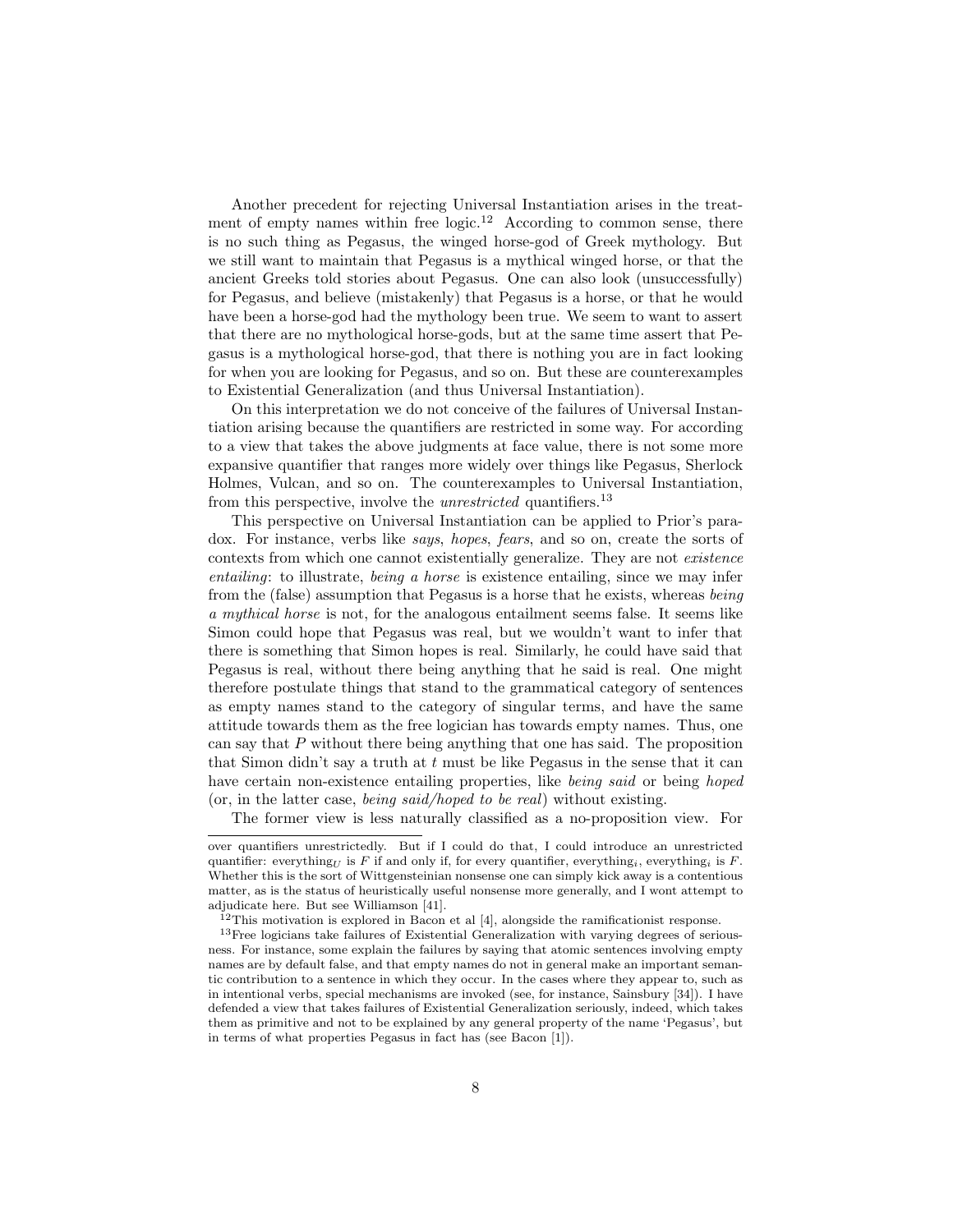Another precedent for rejecting Universal Instantiation arises in the treatment of empty names within free logic.[12] According to common sense, there is no such thing as Pegasus, the winged horse-god of Greek mythology. But we still want to maintain that Pegasus is a mythical winged horse, or that the ancient Greeks told stories about Pegasus. One can also look (unsuccessfully) for Pegasus, and believe (mistakenly) that Pegasus is a horse, or that he would have been a horse-god had the mythology been true. We seem to want to assert that there are no mythological horse-gods, but at the same time assert that Pegasus is a mythological horse-god, that there is nothing you are in fact looking for when you are looking for Pegasus, and so on. But these are counterexamples to Existential Generalization (and thus Universal Instantiation).

On this interpretation we do not conceive of the failures of Universal Instantiation arising because the quantifiers are restricted in some way. For according to a view that takes the above judgments at face value, there is not some more expansive quantifier that ranges more widely over things like Pegasus, Sherlock Holmes, Vulcan, and so on. The counterexamples to Universal Instantiation, from this perspective, involve the *unrestricted* quantifiers.[13]

This perspective on Universal Instantiation can be applied to Prior's paradox. For instance, verbs like *says*, *hopes*, *fears*, and so on, create the sorts of contexts from which one cannot existentially generalize. They are not *existence entailing*: to illustrate, *being a horse* is existence entailing, since we may infer from the (false) assumption that Pegasus is a horse that he exists, whereas *being a mythical horse* is not, for the analogous entailment seems false. It seems like Simon could hope that Pegasus was real, but we wouldn't want to infer that there is something that Simon hopes is real. Similarly, he could have said that Pegasus is real, without there being anything that he said is real. One might therefore postulate things that stand to the grammatical category of sentences as empty names stand to the category of singular terms, and have the same attitude towards them as the free logician has towards empty names. Thus, one can say that $P$ without there being anything that one has said. The proposition that Simon didn't say a truth at $t$ must be like Pegasus in the sense that it can have certain non-existence entailing properties, like *being said* or being *hoped* (or, in the latter case, *being said/hoped to be real*) without existing.

The former view is less naturally classified as a no-proposition view. For

---

over quantifiers unrestrictedly. But if I could do that, I could introduce an unrestricted quantifier: everything$_U$ is $F$ if and only if, for every quantifier, everything$_i$, everything$_i$ is $F$. Whether this is the sort of Wittgensteinian nonsense one can simply kick away is a contentious matter, as is the status of heuristically useful nonsense more generally, and I wont attempt to adjudicate here. But see Williamson [41].

[12] This motivation is explored in Bacon et al [4], alongside the ramificationist response.

[13] Free logicians take failures of Existential Generalization with varying degrees of seriousness. For instance, some explain the failures by saying that atomic sentences involving empty names are by default false, and that empty names do not in general make an important semantic contribution to a sentence in which they occur. In the cases where they appear to, such as in intentional verbs, special mechanisms are invoked (see, for instance, Sainsbury [34]). I have defended a view that takes failures of Existential Generalization seriously, indeed, which takes them as primitive and not to be explained by any general property of the name 'Pegasus', but in terms of what properties Pegasus in fact has (see Bacon [1]).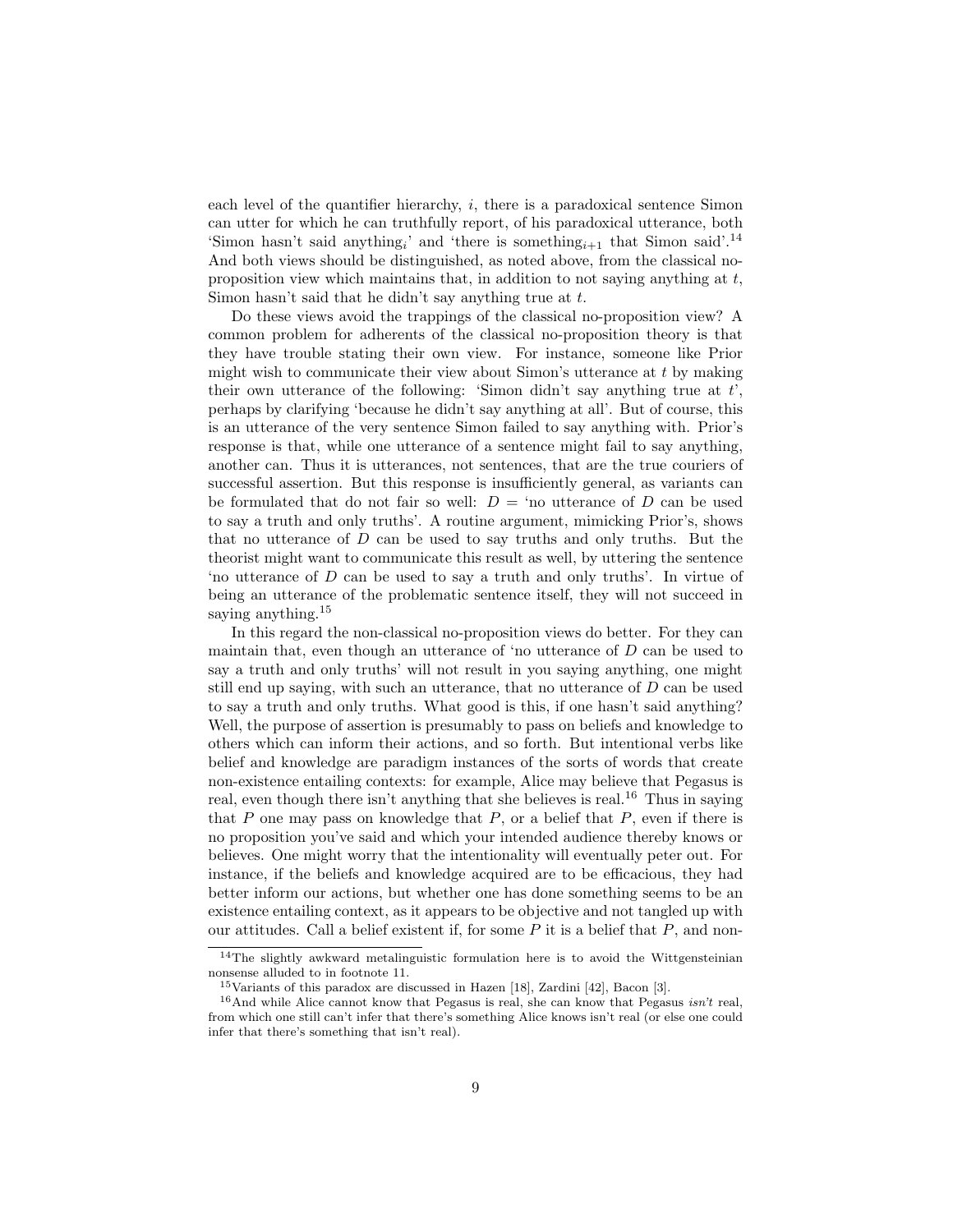each level of the quantifier hierarchy, $i$, there is a paradoxical sentence Simon can utter for which he can truthfully report, of his paradoxical utterance, both 'Simon hasn't said anything$_i$' and 'there is something$_{i+1}$ that Simon said'.[14] And both views should be distinguished, as noted above, from the classical no-proposition view which maintains that, in addition to not saying anything at $t$, Simon hasn't said that he didn't say anything true at $t$.

Do these views avoid the trappings of the classical no-proposition view? A common problem for adherents of the classical no-proposition theory is that they have trouble stating their own view. For instance, someone like Prior might wish to communicate their view about Simon's utterance at $t$ by making their own utterance of the following: 'Simon didn't say anything true at $t$', perhaps by clarifying 'because he didn't say anything at all'. But of course, this is an utterance of the very sentence Simon failed to say anything with. Prior's response is that, while one utterance of a sentence might fail to say anything, another can. Thus it is utterances, not sentences, that are the true couriers of successful assertion. But this response is insufficiently general, as variants can be formulated that do not fair so well: $D$ = 'no utterance of $D$ can be used to say a truth and only truths'. A routine argument, mimicking Prior's, shows that no utterance of $D$ can be used to say truths and only truths. But the theorist might want to communicate this result as well, by uttering the sentence 'no utterance of $D$ can be used to say a truth and only truths'. In virtue of being an utterance of the problematic sentence itself, they will not succeed in saying anything.[15]

In this regard the non-classical no-proposition views do better. For they can maintain that, even though an utterance of 'no utterance of $D$ can be used to say a truth and only truths' will not result in you saying anything, one might still end up saying, with such an utterance, that no utterance of $D$ can be used to say a truth and only truths. What good is this, if one hasn't said anything? Well, the purpose of assertion is presumably to pass on beliefs and knowledge to others which can inform their actions, and so forth. But intentional verbs like belief and knowledge are paradigm instances of the sorts of words that create non-existence entailing contexts: for example, Alice may believe that Pegasus is real, even though there isn't anything that she believes is real.[16] Thus in saying that $P$ one may pass on knowledge that $P$, or a belief that $P$, even if there is no proposition you've said and which your intended audience thereby knows or believes. One might worry that the intentionality will eventually peter out. For instance, if the beliefs and knowledge acquired are to be efficacious, they had better inform our actions, but whether one has done something seems to be an existence entailing context, as it appears to be objective and not tangled up with our attitudes. Call a belief existent if, for some $P$ it is a belief that $P$, and non-

[14] The slightly awkward metalinguistic formulation here is to avoid the Wittgensteinian nonsense alluded to in footnote 11.

[15] Variants of this paradox are discussed in Hazen [18], Zardini [42], Bacon [3].

[16] And while Alice cannot know that Pegasus is real, she can know that Pegasus *isn't* real, from which one still can't infer that there's something Alice knows isn't real (or else one could infer that there's something that isn't real).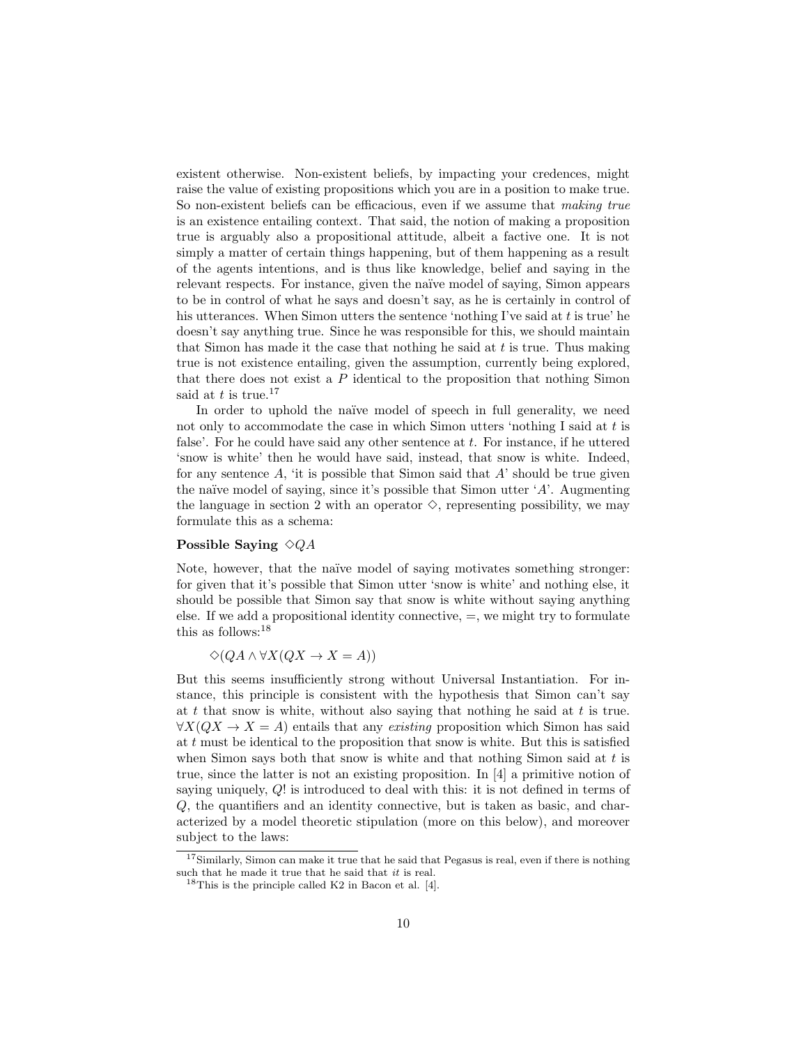existent otherwise. Non-existent beliefs, by impacting your credences, might raise the value of existing propositions which you are in a position to make true. So non-existent beliefs can be efficacious, even if we assume that *making true* is an existence entailing context. That said, the notion of making a proposition true is arguably also a propositional attitude, albeit a factive one. It is not simply a matter of certain things happening, but of them happening as a result of the agents intentions, and is thus like knowledge, belief and saying in the relevant respects. For instance, given the naïve model of saying, Simon appears to be in control of what he says and doesn't say, as he is certainly in control of his utterances. When Simon utters the sentence 'nothing I've said at $t$ is true' he doesn't say anything true. Since he was responsible for this, we should maintain that Simon has made it the case that nothing he said at $t$ is true. Thus making true is not existence entailing, given the assumption, currently being explored, that there does not exist a $P$ identical to the proposition that nothing Simon said at $t$ is true.[17]

In order to uphold the naïve model of speech in full generality, we need not only to accommodate the case in which Simon utters 'nothing I said at $t$ is false'. For he could have said any other sentence at $t$. For instance, if he uttered 'snow is white' then he would have said, instead, that snow is white. Indeed, for any sentence $A$, 'it is possible that Simon said that $A$' should be true given the naïve model of saying, since it's possible that Simon utter '$A$'. Augmenting the language in section 2 with an operator $\Diamond$, representing possibility, we may formulate this as a schema:

**Possible Saying** $\Diamond QA$

Note, however, that the naïve model of saying motivates something stronger: for given that it's possible that Simon utter 'snow is white' and nothing else, it should be possible that Simon say that snow is white without saying anything else. If we add a propositional identity connective, $=$, we might try to formulate this as follows:[18]

$$\Diamond(QA \wedge \forall X(QX \rightarrow X = A))$$

But this seems insufficiently strong without Universal Instantiation. For instance, this principle is consistent with the hypothesis that Simon can't say at $t$ that snow is white, without also saying that nothing he said at $t$ is true. $\forall X(QX \rightarrow X = A)$ entails that any *existing* proposition which Simon has said at $t$ must be identical to the proposition that snow is white. But this is satisfied when Simon says both that snow is white and that nothing Simon said at $t$ is true, since the latter is not an existing proposition. In [4] a primitive notion of saying uniquely, $Q!$ is introduced to deal with this: it is not defined in terms of $Q$, the quantifiers and an identity connective, but is taken as basic, and characterized by a model theoretic stipulation (more on this below), and moreover subject to the laws:

[17] Similarly, Simon can make it true that he said that Pegasus is real, even if there is nothing such that he made it true that he said that *it* is real.

[18] This is the principle called K2 in Bacon et al. [4].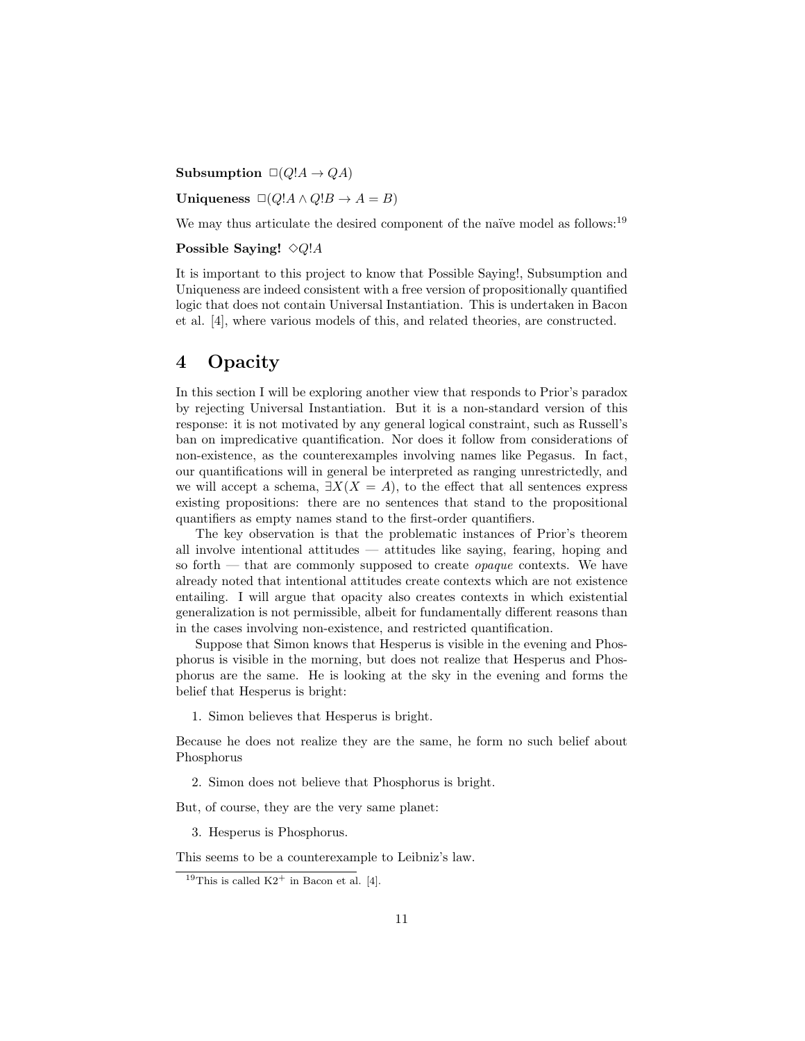**Subsumption** $\Box(Q!A \to QA)$

**Uniqueness** $\Box(Q!A \land Q!B \to A = B)$

We may thus articulate the desired component of the naïve model as follows:[19]

**Possible Saying!** $\Diamond Q!A$

It is important to this project to know that Possible Saying!, Subsumption and Uniqueness are indeed consistent with a free version of propositionally quantified logic that does not contain Universal Instantiation. This is undertaken in Bacon et al. [4], where various models of this, and related theories, are constructed.

# 4 Opacity

In this section I will be exploring another view that responds to Prior's paradox by rejecting Universal Instantiation. But it is a non-standard version of this response: it is not motivated by any general logical constraint, such as Russell's ban on impredicative quantification. Nor does it follow from considerations of non-existence, as the counterexamples involving names like Pegasus. In fact, our quantifications will in general be interpreted as ranging unrestrictedly, and we will accept a schema, $\exists X(X = A)$, to the effect that all sentences express existing propositions: there are no sentences that stand to the propositional quantifiers as empty names stand to the first-order quantifiers.

The key observation is that the problematic instances of Prior's theorem all involve intentional attitudes — attitudes like saying, fearing, hoping and so forth — that are commonly supposed to create *opaque* contexts. We have already noted that intentional attitudes create contexts which are not existence entailing. I will argue that opacity also creates contexts in which existential generalization is not permissible, albeit for fundamentally different reasons than in the cases involving non-existence, and restricted quantification.

Suppose that Simon knows that Hesperus is visible in the evening and Phosphorus is visible in the morning, but does not realize that Hesperus and Phosphorus are the same. He is looking at the sky in the evening and forms the belief that Hesperus is bright:

1. Simon believes that Hesperus is bright.

Because he does not realize they are the same, he form no such belief about Phosphorus

2. Simon does not believe that Phosphorus is bright.

But, of course, they are the very same planet:

3. Hesperus is Phosphorus.

This seems to be a counterexample to Leibniz's law.

[19] This is called K2$^+$ in Bacon et al. [4].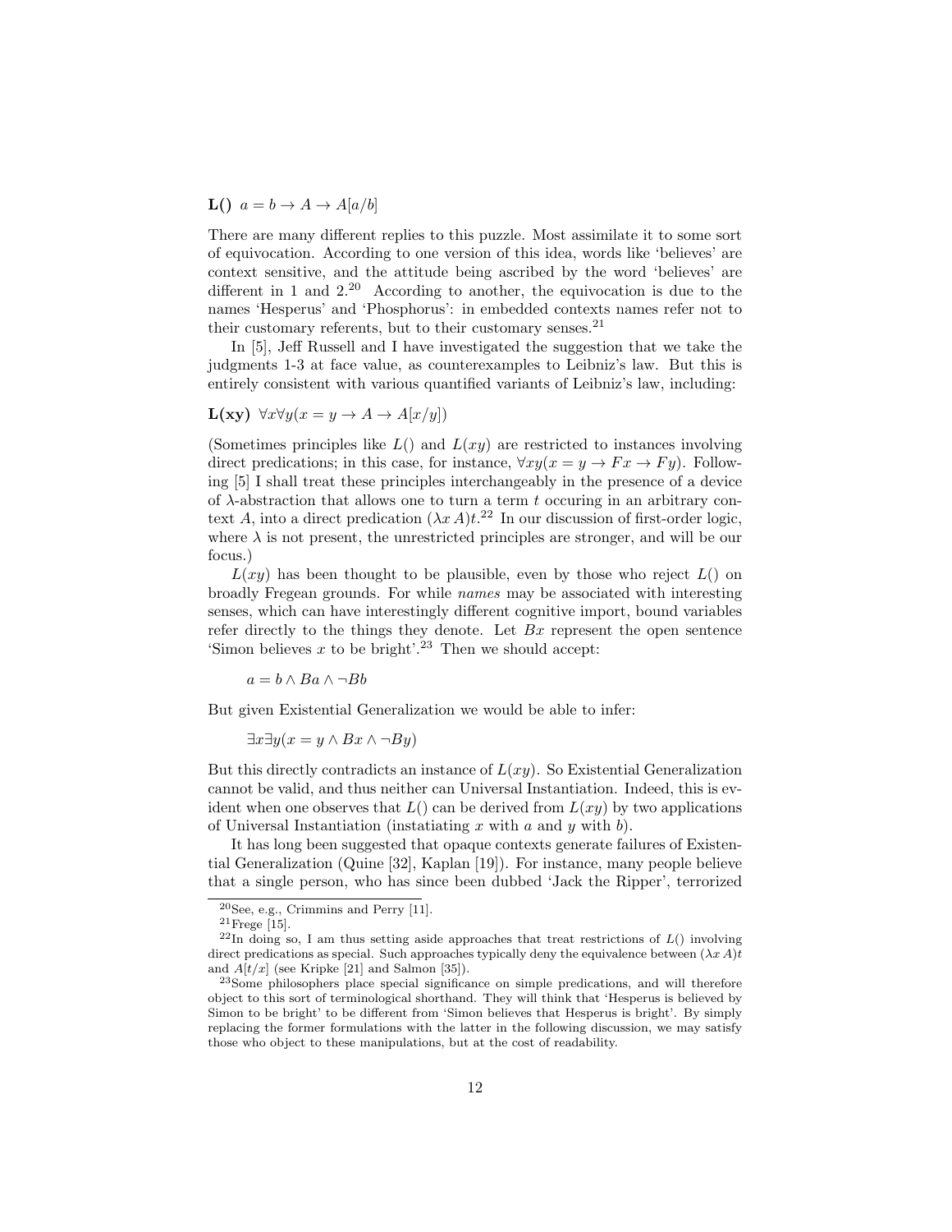**L()** $a = b \rightarrow A \rightarrow A[a/b]$

There are many different replies to this puzzle. Most assimilate it to some sort of equivocation. According to one version of this idea, words like 'believes' are context sensitive, and the attitude being ascribed by the word 'believes' are different in 1 and 2.[20] According to another, the equivocation is due to the names 'Hesperus' and 'Phosphorus': in embedded contexts names refer not to their customary referents, but to their customary senses.[21]

In [5], Jeff Russell and I have investigated the suggestion that we take the judgments 1-3 at face value, as counterexamples to Leibniz's law. But this is entirely consistent with various quantified variants of Leibniz's law, including:

**L(xy)** $\forall x \forall y(x = y \rightarrow A \rightarrow A[x/y])$

(Sometimes principles like $L()$ and $L(xy)$ are restricted to instances involving direct predications; in this case, for instance, $\forall xy(x = y \rightarrow Fx \rightarrow Fy)$. Following [5] I shall treat these principles interchangeably in the presence of a device of $\lambda$-abstraction that allows one to turn a term $t$ occuring in an arbitrary context $A$, into a direct predication $(\lambda x\, A)t$.[22] In our discussion of first-order logic, where $\lambda$ is not present, the unrestricted principles are stronger, and will be our focus.)

$L(xy)$ has been thought to be plausible, even by those who reject $L()$ on broadly Fregean grounds. For while *names* may be associated with interesting senses, which can have interestingly different cognitive import, bound variables refer directly to the things they denote. Let $Bx$ represent the open sentence 'Simon believes $x$ to be bright'.[23] Then we should accept:

$$a = b \wedge Ba \wedge \neg Bb$$

But given Existential Generalization we would be able to infer:

$$\exists x \exists y(x = y \wedge Bx \wedge \neg By)$$

But this directly contradicts an instance of $L(xy)$. So Existential Generalization cannot be valid, and thus neither can Universal Instantiation. Indeed, this is evident when one observes that $L()$ can be derived from $L(xy)$ by two applications of Universal Instantiation (instatiating $x$ with $a$ and $y$ with $b$).

It has long been suggested that opaque contexts generate failures of Existential Generalization (Quine [32], Kaplan [19]). For instance, many people believe that a single person, who has since been dubbed 'Jack the Ripper', terrorized

---

[20] See, e.g., Crimmins and Perry [11].

[21] Frege [15].

[22] In doing so, I am thus setting aside approaches that treat restrictions of $L()$ involving direct predications as special. Such approaches typically deny the equivalence between $(\lambda x\, A)t$ and $A[t/x]$ (see Kripke [21] and Salmon [35]).

[23] Some philosophers place special significance on simple predications, and will therefore object to this sort of terminological shorthand. They will think that 'Hesperus is believed by Simon to be bright' to be different from 'Simon believes that Hesperus is bright'. By simply replacing the former formulations with the latter in the following discussion, we may satisfy those who object to these manipulations, but at the cost of readability.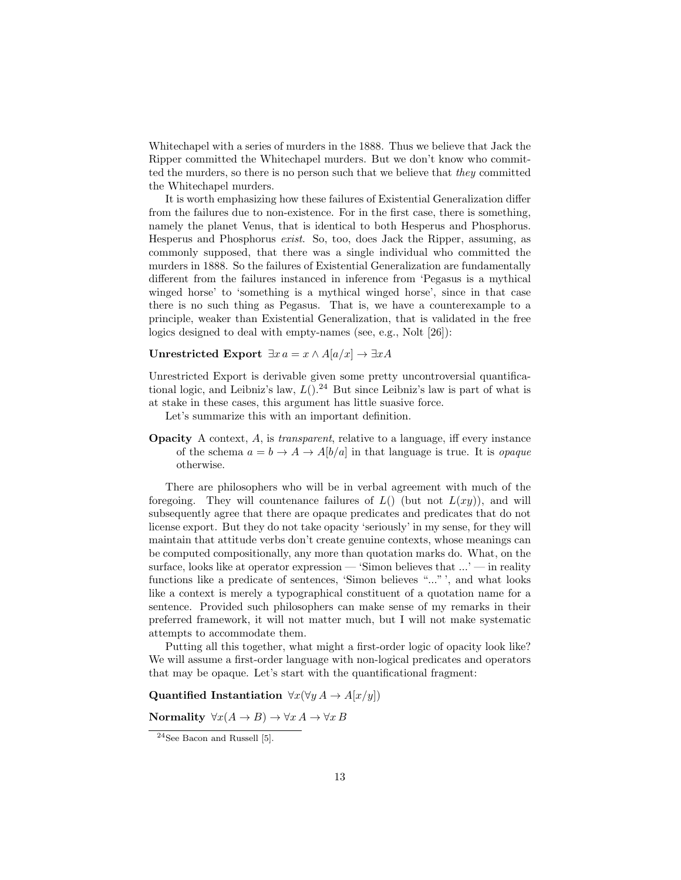Whitechapel with a series of murders in the 1888. Thus we believe that Jack the Ripper committed the Whitechapel murders. But we don't know who committed the murders, so there is no person such that we believe that *they* committed the Whitechapel murders.

It is worth emphasizing how these failures of Existential Generalization differ from the failures due to non-existence. For in the first case, there is something, namely the planet Venus, that is identical to both Hesperus and Phosphorus. Hesperus and Phosphorus *exist*. So, too, does Jack the Ripper, assuming, as commonly supposed, that there was a single individual who committed the murders in 1888. So the failures of Existential Generalization are fundamentally different from the failures instanced in inference from 'Pegasus is a mythical winged horse' to 'something is a mythical winged horse', since in that case there is no such thing as Pegasus. That is, we have a counterexample to a principle, weaker than Existential Generalization, that is validated in the free logics designed to deal with empty-names (see, e.g., Nolt [26]):

**Unrestricted Export** $\exists x\, a = x \wedge A[a/x] \to \exists x A$

Unrestricted Export is derivable given some pretty uncontroversial quantificational logic, and Leibniz's law, $L()$.[24] But since Leibniz's law is part of what is at stake in these cases, this argument has little suasive force.

Let's summarize this with an important definition.

**Opacity** A context, $A$, is *transparent*, relative to a language, iff every instance of the schema $a = b \to A \to A[b/a]$ in that language is true. It is *opaque* otherwise.

There are philosophers who will be in verbal agreement with much of the foregoing. They will countenance failures of $L()$ (but not $L(xy)$), and will subsequently agree that there are opaque predicates and predicates that do not license export. But they do not take opacity 'seriously' in my sense, for they will maintain that attitude verbs don't create genuine contexts, whose meanings can be computed compositionally, any more than quotation marks do. What, on the surface, looks like at operator expression — 'Simon believes that ...' — in reality functions like a predicate of sentences, 'Simon believes "..." ', and what looks like a context is merely a typographical constituent of a quotation name for a sentence. Provided such philosophers can make sense of my remarks in their preferred framework, it will not matter much, but I will not make systematic attempts to accommodate them.

Putting all this together, what might a first-order logic of opacity look like? We will assume a first-order language with non-logical predicates and operators that may be opaque. Let's start with the quantificational fragment:

**Quantified Instantiation** $\forall x(\forall y\, A \to A[x/y])$

**Normality** $\forall x(A \to B) \to \forall x\, A \to \forall x\, B$

---

[24] See Bacon and Russell [5].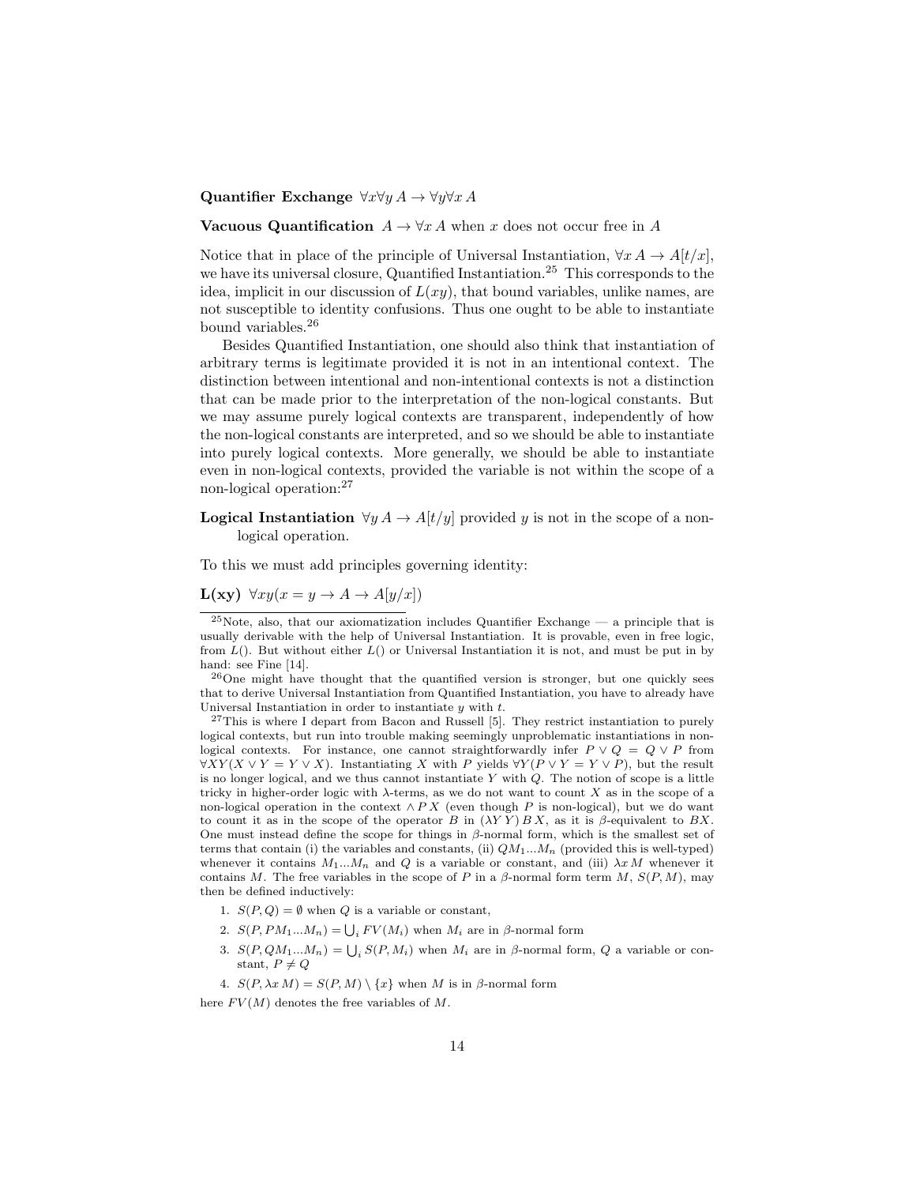**Quantifier Exchange** $\forall x \forall y\, A \to \forall y \forall x\, A$

**Vacuous Quantification** $A \to \forall x\, A$ when $x$ does not occur free in $A$

Notice that in place of the principle of Universal Instantiation, $\forall x\, A \to A[t/x]$, we have its universal closure, Quantified Instantiation.[25] This corresponds to the idea, implicit in our discussion of $L(xy)$, that bound variables, unlike names, are not susceptible to identity confusions. Thus one ought to be able to instantiate bound variables.[26]

Besides Quantified Instantiation, one should also think that instantiation of arbitrary terms is legitimate provided it is not in an intentional context. The distinction between intentional and non-intentional contexts is not a distinction that can be made prior to the interpretation of the non-logical constants. But we may assume purely logical contexts are transparent, independently of how the non-logical constants are interpreted, and so we should be able to instantiate into purely logical contexts. More generally, we should be able to instantiate even in non-logical contexts, provided the variable is not within the scope of a non-logical operation:[27]

**Logical Instantiation** $\forall y\, A \to A[t/y]$ provided $y$ is not in the scope of a non-logical operation.

To this we must add principles governing identity:

**L(xy)** $\forall xy(x = y \to A \to A[y/x])$

---

[25] Note, also, that our axiomatization includes Quantifier Exchange — a principle that is usually derivable with the help of Universal Instantiation. It is provable, even in free logic, from $L()$. But without either $L()$ or Universal Instantiation it is not, and must be put in by hand: see Fine [14].

[26] One might have thought that the quantified version is stronger, but one quickly sees that to derive Universal Instantiation from Quantified Instantiation, you have to already have Universal Instantiation in order to instantiate $y$ with $t$.

[27] This is where I depart from Bacon and Russell [5]. They restrict instantiation to purely logical contexts, but run into trouble making seemingly unproblematic instantiations in non-logical contexts. For instance, one cannot straightforwardly infer $P \vee Q = Q \vee P$ from $\forall XY(X \vee Y = Y \vee X)$. Instantiating $X$ with $P$ yields $\forall Y(P \vee Y = Y \vee P)$, but the result is no longer logical, and we thus cannot instantiate $Y$ with $Q$. The notion of scope is a little tricky in higher-order logic with $\lambda$-terms, as we do not want to count $X$ as in the scope of a non-logical operation in the context $\wedge P X$ (even though $P$ is non-logical), but we do want to count it as in the scope of the operator $B$ in $(\lambda Y\, Y)\, B\, X$, as it is $\beta$-equivalent to $BX$. One must instead define the scope for things in $\beta$-normal form, which is the smallest set of terms that contain (i) the variables and constants, (ii) $QM_1...M_n$ (provided this is well-typed) whenever it contains $M_1...M_n$ and $Q$ is a variable or constant, and (iii) $\lambda x\, M$ whenever it contains $M$. The free variables in the scope of $P$ in a $\beta$-normal form term $M$, $S(P, M)$, may then be defined inductively:

1. $S(P, Q) = \emptyset$ when $Q$ is a variable or constant,
2. $S(P, PM_1...M_n) = \bigcup_i FV(M_i)$ when $M_i$ are in $\beta$-normal form
3. $S(P, QM_1...M_n) = \bigcup_i S(P, M_i)$ when $M_i$ are in $\beta$-normal form, $Q$ a variable or constant, $P \neq Q$
4. $S(P, \lambda x\, M) = S(P, M) \setminus \{x\}$ when $M$ is in $\beta$-normal form

here $FV(M)$ denotes the free variables of $M$.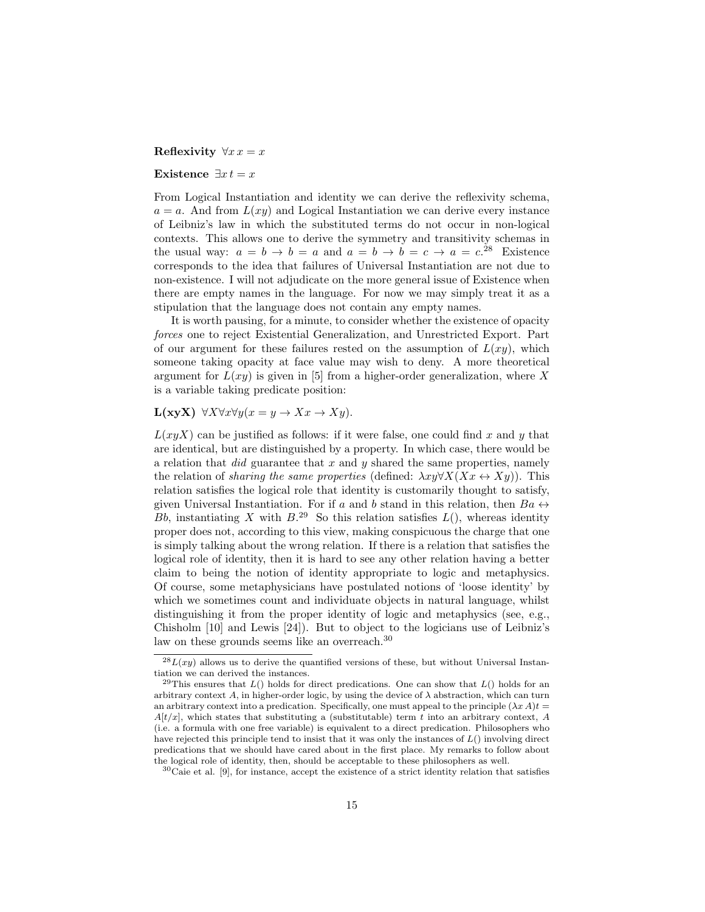**Reflexivity** $\forall x\, x = x$

**Existence** $\exists x\, t = x$

From Logical Instantiation and identity we can derive the reflexivity schema, $a = a$. And from $L(xy)$ and Logical Instantiation we can derive every instance of Leibniz's law in which the substituted terms do not occur in non-logical contexts. This allows one to derive the symmetry and transitivity schemas in the usual way: $a = b \rightarrow b = a$ and $a = b \rightarrow b = c \rightarrow a = c$.[28] Existence corresponds to the idea that failures of Universal Instantiation are not due to non-existence. I will not adjudicate on the more general issue of Existence when there are empty names in the language. For now we may simply treat it as a stipulation that the language does not contain any empty names.

It is worth pausing, for a minute, to consider whether the existence of opacity *forces* one to reject Existential Generalization, and Unrestricted Export. Part of our argument for these failures rested on the assumption of $L(xy)$, which someone taking opacity at face value may wish to deny. A more theoretical argument for $L(xy)$ is given in [5] from a higher-order generalization, where $X$ is a variable taking predicate position:

**L(xyX)** $\forall X \forall x \forall y (x = y \rightarrow Xx \rightarrow Xy)$.

$L(xyX)$ can be justified as follows: if it were false, one could find $x$ and $y$ that are identical, but are distinguished by a property. In which case, there would be a relation that *did* guarantee that $x$ and $y$ shared the same properties, namely the relation of *sharing the same properties* (defined: $\lambda xy \forall X(Xx \leftrightarrow Xy)$). This relation satisfies the logical role that identity is customarily thought to satisfy, given Universal Instantiation. For if $a$ and $b$ stand in this relation, then $Ba \leftrightarrow Bb$, instantiating $X$ with $B$.[29] So this relation satisfies $L()$, whereas identity proper does not, according to this view, making conspicuous the charge that one is simply talking about the wrong relation. If there is a relation that satisfies the logical role of identity, then it is hard to see any other relation having a better claim to being the notion of identity appropriate to logic and metaphysics. Of course, some metaphysicians have postulated notions of 'loose identity' by which we sometimes count and individuate objects in natural language, whilst distinguishing it from the proper identity of logic and metaphysics (see, e.g., Chisholm [10] and Lewis [24]). But to object to the logicians use of Leibniz's law on these grounds seems like an overreach.[30]

---

[28] $L(xy)$ allows us to derive the quantified versions of these, but without Universal Instantiation we can derived the instances.

[29] This ensures that $L()$ holds for direct predications. One can show that $L()$ holds for an arbitrary context $A$, in higher-order logic, by using the device of $\lambda$ abstraction, which can turn an arbitrary context into a predication. Specifically, one must appeal to the principle $(\lambda x\, A)t = A[t/x]$, which states that substituting a (substitutable) term $t$ into an arbitrary context, $A$ (i.e. a formula with one free variable) is equivalent to a direct predication. Philosophers who have rejected this principle tend to insist that it was only the instances of $L()$ involving direct predications that we should have cared about in the first place. My remarks to follow about the logical role of identity, then, should be acceptable to these philosophers as well.

[30] Caie et al. [9], for instance, accept the existence of a strict identity relation that satisfies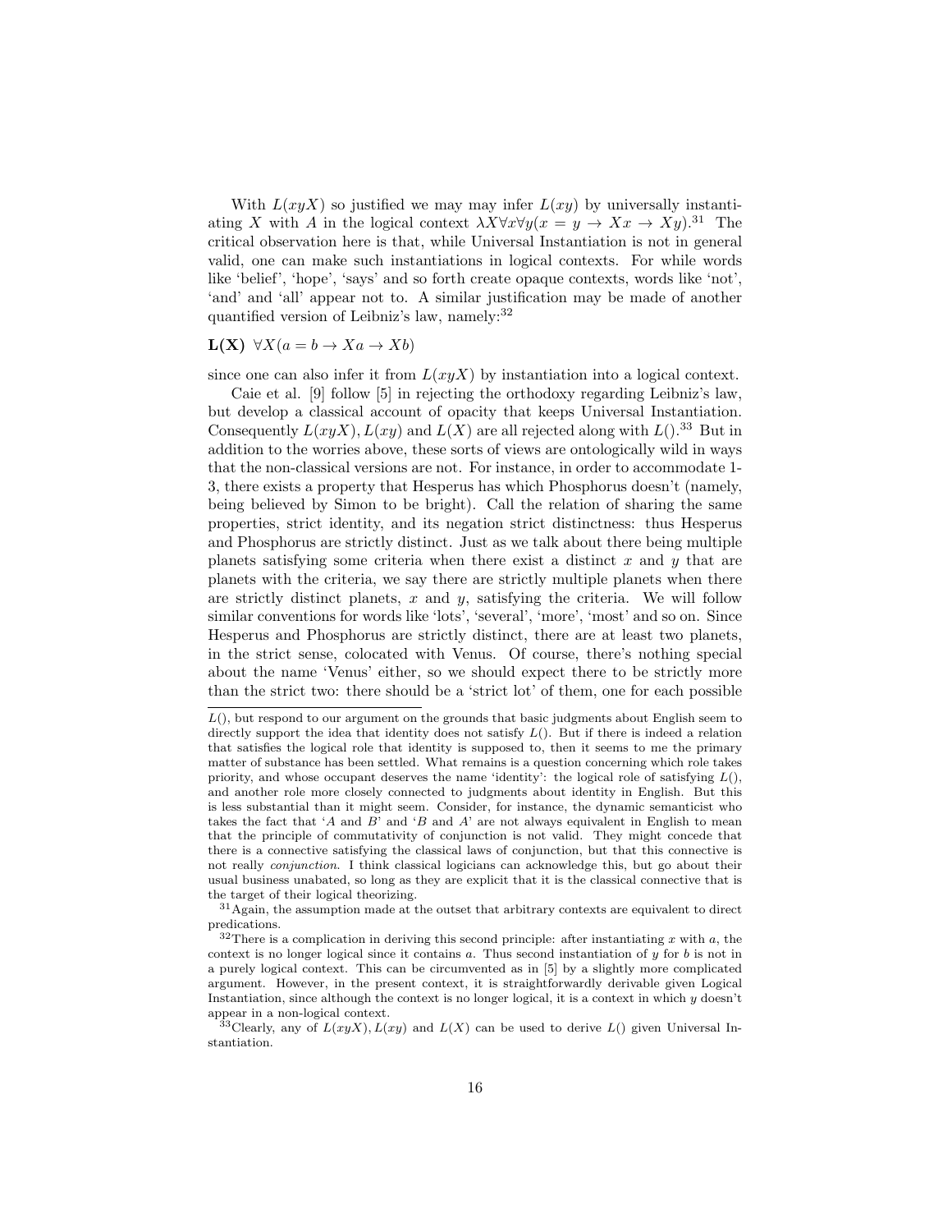With $L(xyX)$ so justified we may may infer $L(xy)$ by universally instantiating $X$ with $A$ in the logical context $\lambda X \forall x \forall y(x = y \rightarrow Xx \rightarrow Xy)$.[31] The critical observation here is that, while Universal Instantiation is not in general valid, one can make such instantiations in logical contexts. For while words like 'belief', 'hope', 'says' and so forth create opaque contexts, words like 'not', 'and' and 'all' appear not to. A similar justification may be made of another quantified version of Leibniz's law, namely:[32]

**L(X)** $\forall X(a = b \rightarrow Xa \rightarrow Xb)$

since one can also infer it from $L(xyX)$ by instantiation into a logical context.

Caie et al. [9] follow [5] in rejecting the orthodoxy regarding Leibniz's law, but develop a classical account of opacity that keeps Universal Instantiation. Consequently $L(xyX), L(xy)$ and $L(X)$ are all rejected along with $L()$.[33] But in addition to the worries above, these sorts of views are ontologically wild in ways that the non-classical versions are not. For instance, in order to accommodate 1-3, there exists a property that Hesperus has which Phosphorus doesn't (namely, being believed by Simon to be bright). Call the relation of sharing the same properties, strict identity, and its negation strict distinctness: thus Hesperus and Phosphorus are strictly distinct. Just as we talk about there being multiple planets satisfying some criteria when there exist a distinct $x$ and $y$ that are planets with the criteria, we say there are strictly multiple planets when there are strictly distinct planets, $x$ and $y$, satisfying the criteria. We will follow similar conventions for words like 'lots', 'several', 'more', 'most' and so on. Since Hesperus and Phosphorus are strictly distinct, there are at least two planets, in the strict sense, colocated with Venus. Of course, there's nothing special about the name 'Venus' either, so we should expect there to be strictly more than the strict two: there should be a 'strict lot' of them, one for each possible

---

$L()$, but respond to our argument on the grounds that basic judgments about English seem to directly support the idea that identity does not satisfy $L()$. But if there is indeed a relation that satisfies the logical role that identity is supposed to, then it seems to me the primary matter of substance has been settled. What remains is a question concerning which role takes priority, and whose occupant deserves the name 'identity': the logical role of satisfying $L()$, and another role more closely connected to judgments about identity in English. But this is less substantial than it might seem. Consider, for instance, the dynamic semanticist who takes the fact that '$A$ and $B$' and '$B$ and $A$' are not always equivalent in English to mean that the principle of commutativity of conjunction is not valid. They might concede that there is a connective satisfying the classical laws of conjunction, but that this connective is not really *conjunction*. I think classical logicians can acknowledge this, but go about their usual business unabated, so long as they are explicit that it is the classical connective that is the target of their logical theorizing.

[31] Again, the assumption made at the outset that arbitrary contexts are equivalent to direct predications.

[32] There is a complication in deriving this second principle: after instantiating $x$ with $a$, the context is no longer logical since it contains $a$. Thus second instantiation of $y$ for $b$ is not in a purely logical context. This can be circumvented as in [5] by a slightly more complicated argument. However, in the present context, it is straightforwardly derivable given Logical Instantiation, since although the context is no longer logical, it is a context in which $y$ doesn't appear in a non-logical context.

[33] Clearly, any of $L(xyX), L(xy)$ and $L(X)$ can be used to derive $L()$ given Universal Instantiation.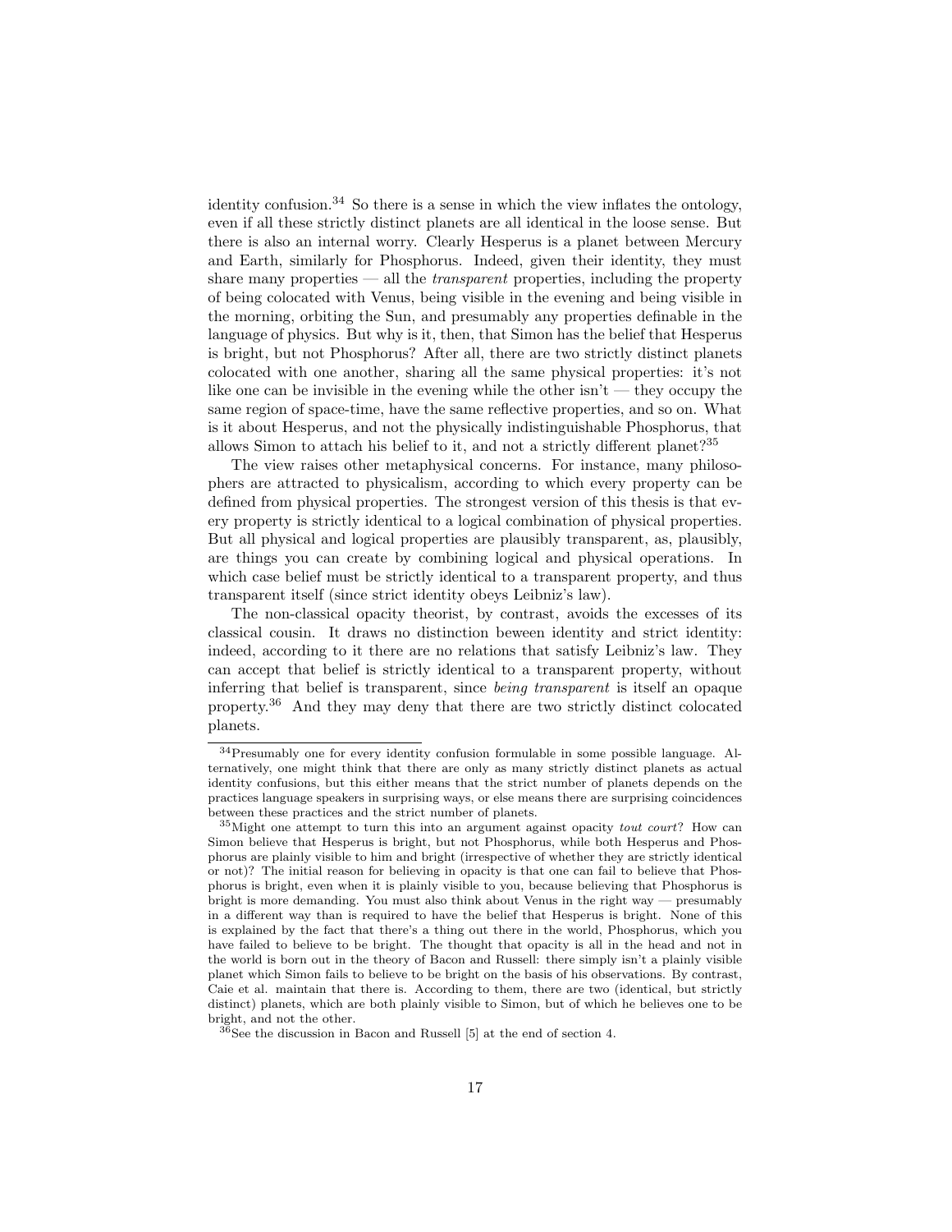identity confusion.[34] So there is a sense in which the view inflates the ontology, even if all these strictly distinct planets are all identical in the loose sense. But there is also an internal worry. Clearly Hesperus is a planet between Mercury and Earth, similarly for Phosphorus. Indeed, given their identity, they must share many properties — all the *transparent* properties, including the property of being colocated with Venus, being visible in the evening and being visible in the morning, orbiting the Sun, and presumably any properties definable in the language of physics. But why is it, then, that Simon has the belief that Hesperus is bright, but not Phosphorus? After all, there are two strictly distinct planets colocated with one another, sharing all the same physical properties: it's not like one can be invisible in the evening while the other isn't — they occupy the same region of space-time, have the same reflective properties, and so on. What is it about Hesperus, and not the physically indistinguishable Phosphorus, that allows Simon to attach his belief to it, and not a strictly different planet?[35]

The view raises other metaphysical concerns. For instance, many philosophers are attracted to physicalism, according to which every property can be defined from physical properties. The strongest version of this thesis is that every property is strictly identical to a logical combination of physical properties. But all physical and logical properties are plausibly transparent, as, plausibly, are things you can create by combining logical and physical operations. In which case belief must be strictly identical to a transparent property, and thus transparent itself (since strict identity obeys Leibniz's law).

The non-classical opacity theorist, by contrast, avoids the excesses of its classical cousin. It draws no distinction beween identity and strict identity: indeed, according to it there are no relations that satisfy Leibniz's law. They can accept that belief is strictly identical to a transparent property, without inferring that belief is transparent, since *being transparent* is itself an opaque property.[36] And they may deny that there are two strictly distinct colocated planets.

---

[34] Presumably one for every identity confusion formulable in some possible language. Alternatively, one might think that there are only as many strictly distinct planets as actual identity confusions, but this either means that the strict number of planets depends on the practices language speakers in surprising ways, or else means there are surprising coincidences between these practices and the strict number of planets.

[35] Might one attempt to turn this into an argument against opacity *tout court*? How can Simon believe that Hesperus is bright, but not Phosphorus, while both Hesperus and Phosphorus are plainly visible to him and bright (irrespective of whether they are strictly identical or not)? The initial reason for believing in opacity is that one can fail to believe that Phosphorus is bright, even when it is plainly visible to you, because believing that Phosphorus is bright is more demanding. You must also think about Venus in the right way — presumably in a different way than is required to have the belief that Hesperus is bright. None of this is explained by the fact that there's a thing out there in the world, Phosphorus, which you have failed to believe to be bright. The thought that opacity is all in the head and not in the world is born out in the theory of Bacon and Russell: there simply isn't a plainly visible planet which Simon fails to believe to be bright on the basis of his observations. By contrast, Caie et al. maintain that there is. According to them, there are two (identical, but strictly distinct) planets, which are both plainly visible to Simon, but of which he believes one to be bright, and not the other.

[36] See the discussion in Bacon and Russell [5] at the end of section 4.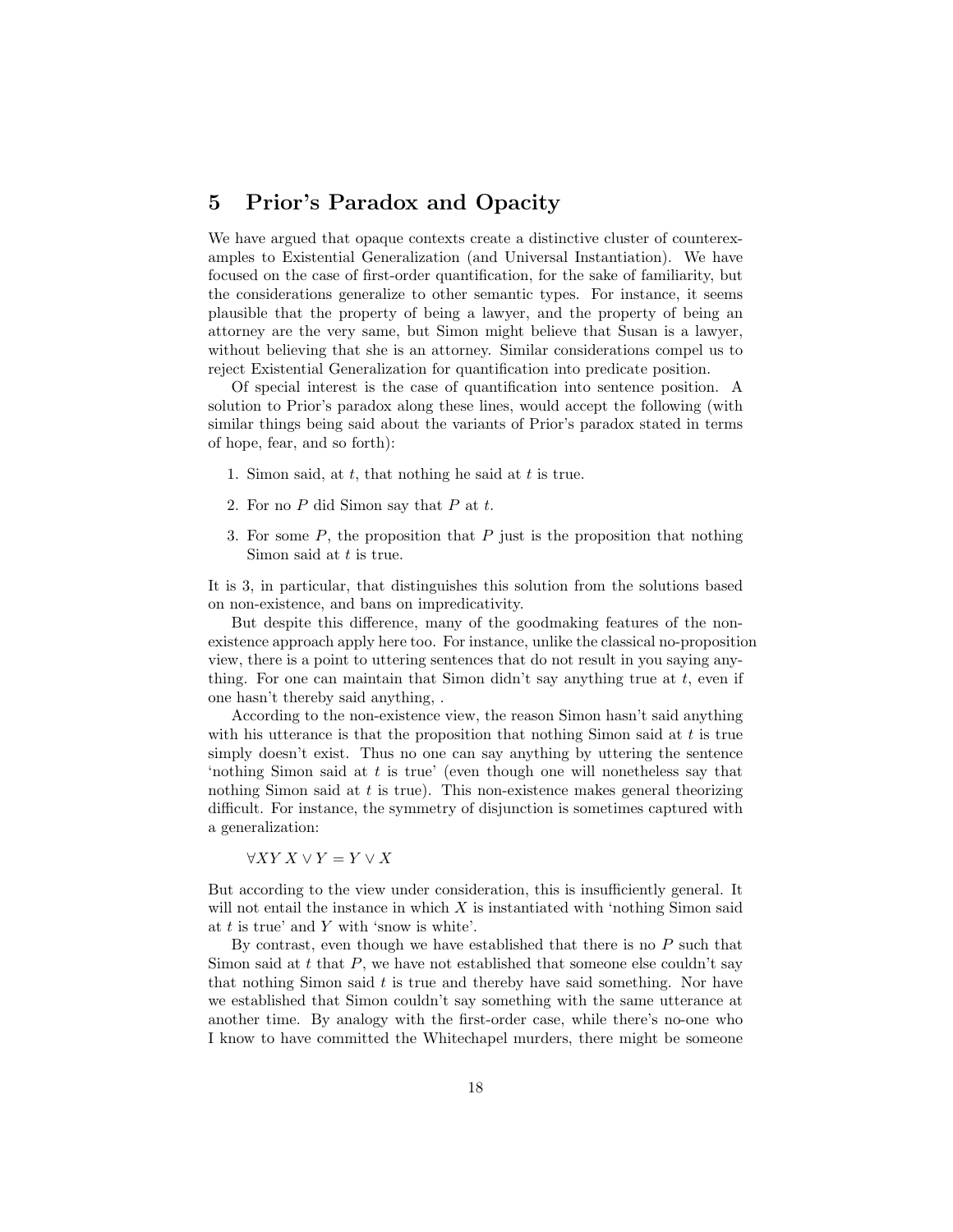## 5 Prior's Paradox and Opacity

We have argued that opaque contexts create a distinctive cluster of counterexamples to Existential Generalization (and Universal Instantiation). We have focused on the case of first-order quantification, for the sake of familiarity, but the considerations generalize to other semantic types. For instance, it seems plausible that the property of being a lawyer, and the property of being an attorney are the very same, but Simon might believe that Susan is a lawyer, without believing that she is an attorney. Similar considerations compel us to reject Existential Generalization for quantification into predicate position.

Of special interest is the case of quantification into sentence position. A solution to Prior's paradox along these lines, would accept the following (with similar things being said about the variants of Prior's paradox stated in terms of hope, fear, and so forth):

1. Simon said, at $t$, that nothing he said at $t$ is true.
2. For no $P$ did Simon say that $P$ at $t$.
3. For some $P$, the proposition that $P$ just is the proposition that nothing Simon said at $t$ is true.

It is 3, in particular, that distinguishes this solution from the solutions based on non-existence, and bans on impredicativity.

But despite this difference, many of the goodmaking features of the non-existence approach apply here too. For instance, unlike the classical no-proposition view, there is a point to uttering sentences that do not result in you saying anything. For one can maintain that Simon didn't say anything true at $t$, even if one hasn't thereby said anything, .

According to the non-existence view, the reason Simon hasn't said anything with his utterance is that the proposition that nothing Simon said at $t$ is true simply doesn't exist. Thus no one can say anything by uttering the sentence 'nothing Simon said at $t$ is true' (even though one will nonetheless say that nothing Simon said at $t$ is true). This non-existence makes general theorizing difficult. For instance, the symmetry of disjunction is sometimes captured with a generalization:

$$\forall XY\, X \vee Y = Y \vee X$$

But according to the view under consideration, this is insufficiently general. It will not entail the instance in which $X$ is instantiated with 'nothing Simon said at $t$ is true' and $Y$ with 'snow is white'.

By contrast, even though we have established that there is no $P$ such that Simon said at $t$ that $P$, we have not established that someone else couldn't say that nothing Simon said $t$ is true and thereby have said something. Nor have we established that Simon couldn't say something with the same utterance at another time. By analogy with the first-order case, while there's no-one who I know to have committed the Whitechapel murders, there might be someone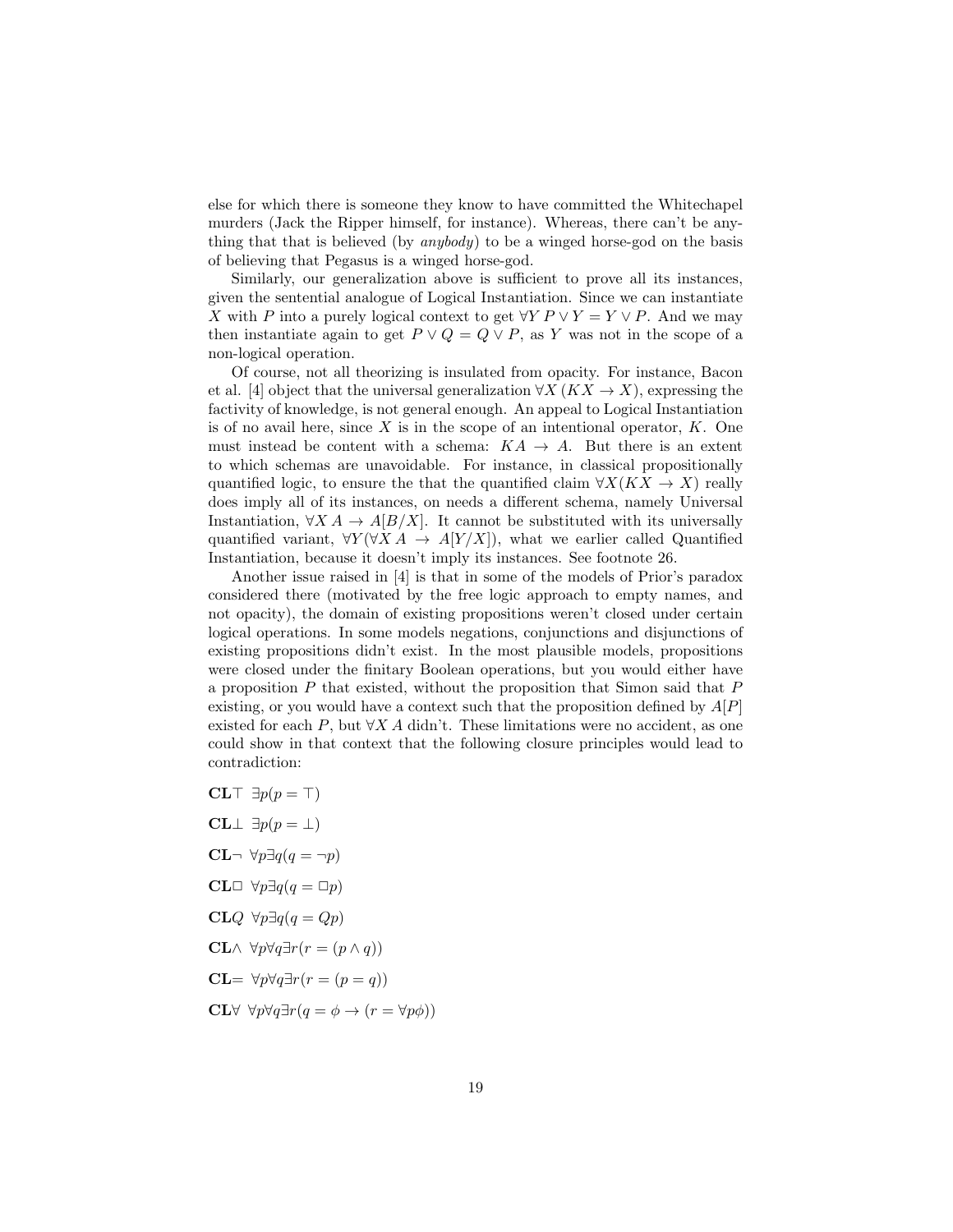else for which there is someone they know to have committed the Whitechapel murders (Jack the Ripper himself, for instance). Whereas, there can't be anything that that is believed (by *anybody*) to be a winged horse-god on the basis of believing that Pegasus is a winged horse-god.

Similarly, our generalization above is sufficient to prove all its instances, given the sentential analogue of Logical Instantiation. Since we can instantiate $X$ with $P$ into a purely logical context to get $\forall Y\, P \vee Y = Y \vee P$. And we may then instantiate again to get $P \vee Q = Q \vee P$, as $Y$ was not in the scope of a non-logical operation.

Of course, not all theorizing is insulated from opacity. For instance, Bacon et al. [4] object that the universal generalization $\forall X\,(KX \to X)$, expressing the factivity of knowledge, is not general enough. An appeal to Logical Instantiation is of no avail here, since $X$ is in the scope of an intentional operator, $K$. One must instead be content with a schema: $KA \to A$. But there is an extent to which schemas are unavoidable. For instance, in classical propositionally quantified logic, to ensure the that the quantified claim $\forall X(KX \to X)$ really does imply all of its instances, on needs a different schema, namely Universal Instantiation, $\forall X\, A \to A[B/X]$. It cannot be substituted with its universally quantified variant, $\forall Y(\forall X\, A \to A[Y/X])$, what we earlier called Quantified Instantiation, because it doesn't imply its instances. See footnote 26.

Another issue raised in [4] is that in some of the models of Prior's paradox considered there (motivated by the free logic approach to empty names, and not opacity), the domain of existing propositions weren't closed under certain logical operations. In some models negations, conjunctions and disjunctions of existing propositions didn't exist. In the most plausible models, propositions were closed under the finitary Boolean operations, but you would either have a proposition $P$ that existed, without the proposition that Simon said that $P$ existing, or you would have a context such that the proposition defined by $A[P]$ existed for each $P$, but $\forall X\, A$ didn't. These limitations were no accident, as one could show in that context that the following closure principles would lead to contradiction:

**CL**$\top$ $\exists p(p = \top)$

**CL**$\bot$ $\exists p(p = \bot)$

**CL**$\neg$ $\forall p \exists q(q = \neg p)$

**CL**$\Box$ $\forall p \exists q(q = \Box p)$

**CL**$Q$ $\forall p \exists q(q = Qp)$

**CL**$\wedge$ $\forall p \forall q \exists r(r = (p \wedge q))$

**CL**$=$ $\forall p \forall q \exists r(r = (p = q))$

**CL**$\forall$ $\forall p \forall q \exists r(q = \phi \to (r = \forall p \phi))$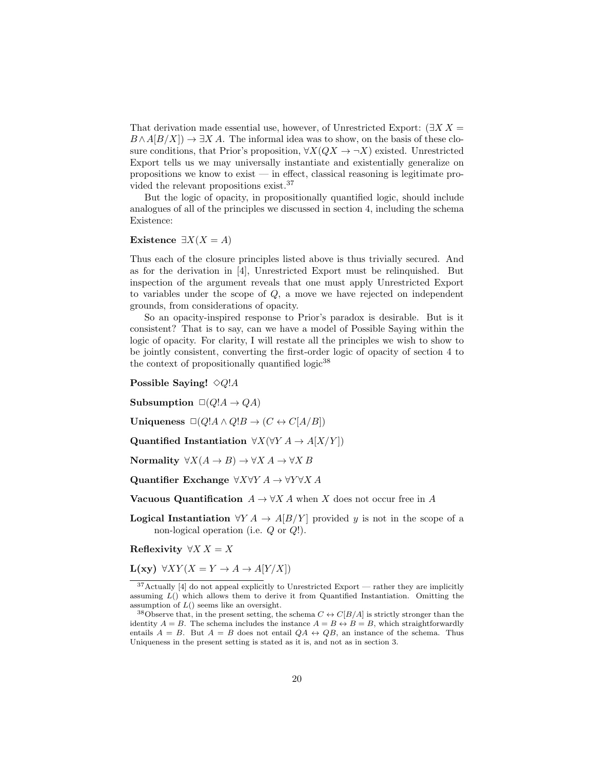That derivation made essential use, however, of Unrestricted Export: $(\exists X\, X = B \wedge A[B/X]) \rightarrow \exists X\, A$. The informal idea was to show, on the basis of these closure conditions, that Prior's proposition, $\forall X(QX \rightarrow \neg X)$ existed. Unrestricted Export tells us we may universally instantiate and existentially generalize on propositions we know to exist — in effect, classical reasoning is legitimate provided the relevant propositions exist.[37]

But the logic of opacity, in propositionally quantified logic, should include analogues of all of the principles we discussed in section 4, including the schema Existence:

**Existence** $\exists X(X = A)$

Thus each of the closure principles listed above is thus trivially secured. And as for the derivation in [4], Unrestricted Export must be relinquished. But inspection of the argument reveals that one must apply Unrestricted Export to variables under the scope of $Q$, a move we have rejected on independent grounds, from considerations of opacity.

So an opacity-inspired response to Prior's paradox is desirable. But is it consistent? That is to say, can we have a model of Possible Saying within the logic of opacity. For clarity, I will restate all the principles we wish to show to be jointly consistent, converting the first-order logic of opacity of section 4 to the context of propositionally quantified logic[38]

**Possible Saying!** $\Diamond Q!A$

**Subsumption** $\Box(Q!A \rightarrow QA)$

**Uniqueness** $\Box(Q!A \wedge Q!B \rightarrow (C \leftrightarrow C[A/B])$

**Quantified Instantiation** $\forall X(\forall Y\, A \rightarrow A[X/Y])$

**Normality** $\forall X(A \rightarrow B) \rightarrow \forall X\, A \rightarrow \forall X\, B$

**Quantifier Exchange** $\forall X \forall Y\, A \rightarrow \forall Y \forall X\, A$

**Vacuous Quantification** $A \rightarrow \forall X\, A$ when $X$ does not occur free in $A$

**Logical Instantiation** $\forall Y\, A \rightarrow A[B/Y]$ provided $y$ is not in the scope of a non-logical operation (i.e. $Q$ or $Q!$).

**Reflexivity** $\forall X\, X = X$

**L(xy)** $\forall XY(X = Y \rightarrow A \rightarrow A[Y/X])$

---

[37] Actually [4] do not appeal explicitly to Unrestricted Export — rather they are implicitly assuming $L()$ which allows them to derive it from Quantified Instantiation. Omitting the assumption of $L()$ seems like an oversight.

[38] Observe that, in the present setting, the schema $C \leftrightarrow C[B/A]$ is strictly stronger than the identity $A = B$. The schema includes the instance $A = B \leftrightarrow B = B$, which straightforwardly entails $A = B$. But $A = B$ does not entail $QA \leftrightarrow QB$, an instance of the schema. Thus Uniqueness in the present setting is stated as it is, and not as in section 3.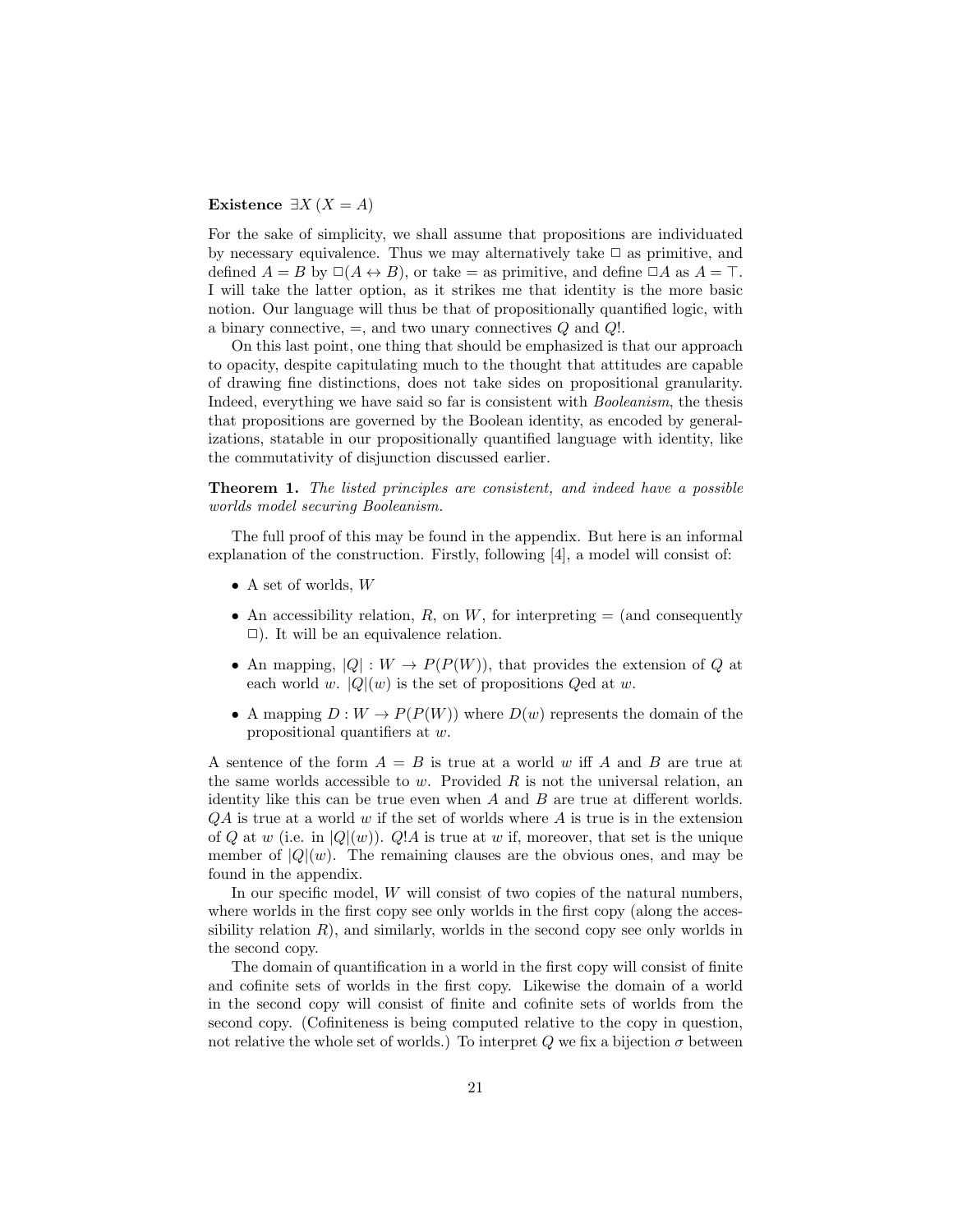**Existence** $\exists X\,(X = A)$

For the sake of simplicity, we shall assume that propositions are individuated by necessary equivalence. Thus we may alternatively take $\Box$ as primitive, and defined $A = B$ by $\Box(A \leftrightarrow B)$, or take $=$ as primitive, and define $\Box A$ as $A = \top$. I will take the latter option, as it strikes me that identity is the more basic notion. Our language will thus be that of propositionally quantified logic, with a binary connective, $=$, and two unary connectives $Q$ and $Q!$.

On this last point, one thing that should be emphasized is that our approach to opacity, despite capitulating much to the thought that attitudes are capable of drawing fine distinctions, does not take sides on propositional granularity. Indeed, everything we have said so far is consistent with *Booleanism*, the thesis that propositions are governed by the Boolean identity, as encoded by generalizations, statable in our propositionally quantified language with identity, like the commutativity of disjunction discussed earlier.

**Theorem 1.** *The listed principles are consistent, and indeed have a possible worlds model securing Booleanism.*

The full proof of this may be found in the appendix. But here is an informal explanation of the construction. Firstly, following [4], a model will consist of:

- A set of worlds, $W$
- An accessibility relation, $R$, on $W$, for interpreting $=$ (and consequently $\Box$). It will be an equivalence relation.
- An mapping, $|Q| : W \to P(P(W))$, that provides the extension of $Q$ at each world $w$. $|Q|(w)$ is the set of propositions $Q$ed at $w$.
- A mapping $D : W \to P(P(W))$ where $D(w)$ represents the domain of the propositional quantifiers at $w$.

A sentence of the form $A = B$ is true at a world $w$ iff $A$ and $B$ are true at the same worlds accessible to $w$. Provided $R$ is not the universal relation, an identity like this can be true even when $A$ and $B$ are true at different worlds. $QA$ is true at a world $w$ if the set of worlds where $A$ is true is in the extension of $Q$ at $w$ (i.e. in $|Q|(w)$). $Q!A$ is true at $w$ if, moreover, that set is the unique member of $|Q|(w)$. The remaining clauses are the obvious ones, and may be found in the appendix.

In our specific model, $W$ will consist of two copies of the natural numbers, where worlds in the first copy see only worlds in the first copy (along the accessibility relation $R$), and similarly, worlds in the second copy see only worlds in the second copy.

The domain of quantification in a world in the first copy will consist of finite and cofinite sets of worlds in the first copy. Likewise the domain of a world in the second copy will consist of finite and cofinite sets of worlds from the second copy. (Cofiniteness is being computed relative to the copy in question, not relative the whole set of worlds.) To interpret $Q$ we fix a bijection $\sigma$ between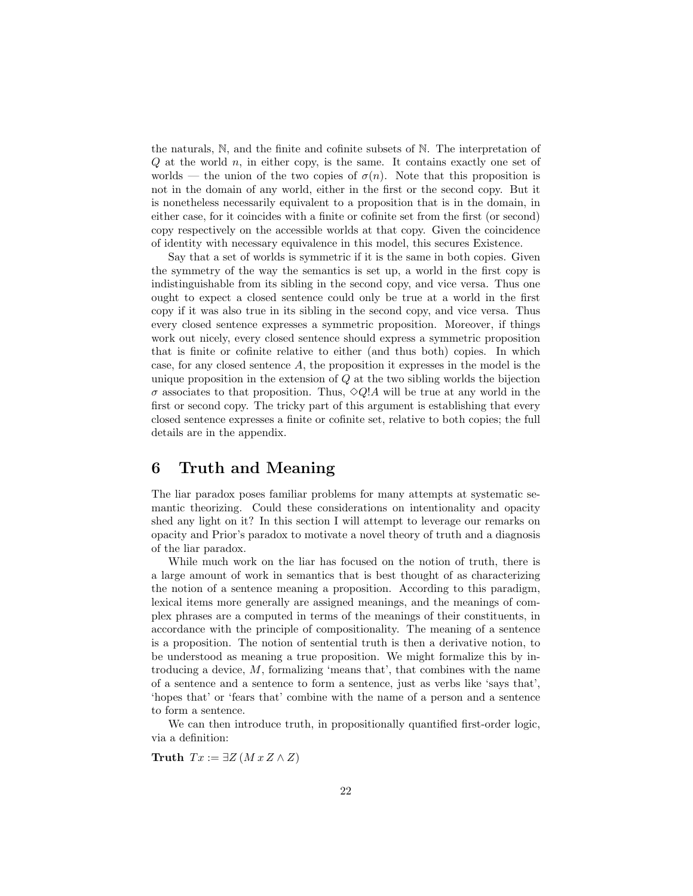the naturals, $\mathbb{N}$, and the finite and cofinite subsets of $\mathbb{N}$. The interpretation of $Q$ at the world $n$, in either copy, is the same. It contains exactly one set of worlds — the union of the two copies of $\sigma(n)$. Note that this proposition is not in the domain of any world, either in the first or the second copy. But it is nonetheless necessarily equivalent to a proposition that is in the domain, in either case, for it coincides with a finite or cofinite set from the first (or second) copy respectively on the accessible worlds at that copy. Given the coincidence of identity with necessary equivalence in this model, this secures Existence.

Say that a set of worlds is symmetric if it is the same in both copies. Given the symmetry of the way the semantics is set up, a world in the first copy is indistinguishable from its sibling in the second copy, and vice versa. Thus one ought to expect a closed sentence could only be true at a world in the first copy if it was also true in its sibling in the second copy, and vice versa. Thus every closed sentence expresses a symmetric proposition. Moreover, if things work out nicely, every closed sentence should express a symmetric proposition that is finite or cofinite relative to either (and thus both) copies. In which case, for any closed sentence $A$, the proposition it expresses in the model is the unique proposition in the extension of $Q$ at the two sibling worlds the bijection $\sigma$ associates to that proposition. Thus, $\Diamond Q!A$ will be true at any world in the first or second copy. The tricky part of this argument is establishing that every closed sentence expresses a finite or cofinite set, relative to both copies; the full details are in the appendix.

# 6 Truth and Meaning

The liar paradox poses familiar problems for many attempts at systematic semantic theorizing. Could these considerations on intentionality and opacity shed any light on it? In this section I will attempt to leverage our remarks on opacity and Prior's paradox to motivate a novel theory of truth and a diagnosis of the liar paradox.

While much work on the liar has focused on the notion of truth, there is a large amount of work in semantics that is best thought of as characterizing the notion of a sentence meaning a proposition. According to this paradigm, lexical items more generally are assigned meanings, and the meanings of complex phrases are a computed in terms of the meanings of their constituents, in accordance with the principle of compositionality. The meaning of a sentence is a proposition. The notion of sentential truth is then a derivative notion, to be understood as meaning a true proposition. We might formalize this by introducing a device, $M$, formalizing 'means that', that combines with the name of a sentence and a sentence to form a sentence, just as verbs like 'says that', 'hopes that' or 'fears that' combine with the name of a person and a sentence to form a sentence.

We can then introduce truth, in propositionally quantified first-order logic, via a definition:

**Truth** $Tx := \exists Z\, (M\, x\, Z \wedge Z)$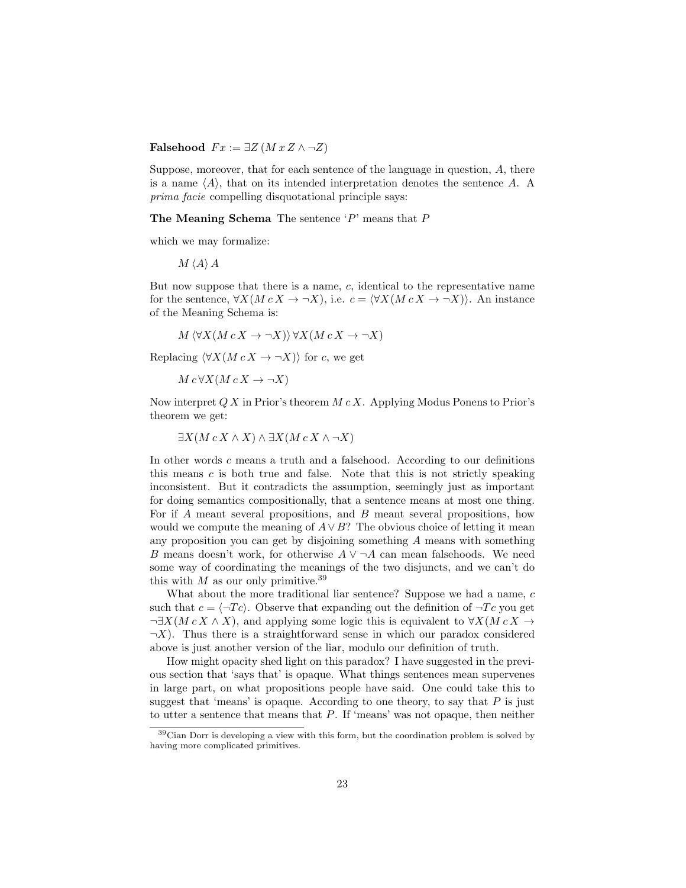**Falsehood** $Fx := \exists Z\,(M\,x\,Z \wedge \neg Z)$

Suppose, moreover, that for each sentence of the language in question, $A$, there is a name $\langle A\rangle$, that on its intended interpretation denotes the sentence $A$. A *prima facie* compelling disquotational principle says:

**The Meaning Schema** The sentence '$P$' means that $P$

which we may formalize:

$$M\,\langle A\rangle\,A$$

But now suppose that there is a name, $c$, identical to the representative name for the sentence, $\forall X(M\,c\,X \to \neg X)$, i.e. $c = \langle \forall X(M\,c\,X \to \neg X)\rangle$. An instance of the Meaning Schema is:

$$M\,\langle \forall X(M\,c\,X \to \neg X)\rangle\,\forall X(M\,c\,X \to \neg X)$$

Replacing $\langle \forall X(M\,c\,X \to \neg X)\rangle$ for $c$, we get

$$M\,c\,\forall X(M\,c\,X \to \neg X)$$

Now interpret $Q\,X$ in Prior's theorem $M\,c\,X$. Applying Modus Ponens to Prior's theorem we get:

$$\exists X(M\,c\,X \wedge X) \wedge \exists X(M\,c\,X \wedge \neg X)$$

In other words $c$ means a truth and a falsehood. According to our definitions this means $c$ is both true and false. Note that this is not strictly speaking inconsistent. But it contradicts the assumption, seemingly just as important for doing semantics compositionally, that a sentence means at most one thing. For if $A$ meant several propositions, and $B$ meant several propositions, how would we compute the meaning of $A \vee B$? The obvious choice of letting it mean any proposition you can get by disjoining something $A$ means with something $B$ means doesn't work, for otherwise $A \vee \neg A$ can mean falsehoods. We need some way of coordinating the meanings of the two disjuncts, and we can't do this with $M$ as our only primitive.[39]

What about the more traditional liar sentence? Suppose we had a name, $c$ such that $c = \langle \neg Tc\rangle$. Observe that expanding out the definition of $\neg Tc$ you get $\neg\exists X(M\,c\,X \wedge X)$, and applying some logic this is equivalent to $\forall X(M\,c\,X \to \neg X)$. Thus there is a straightforward sense in which our paradox considered above is just another version of the liar, modulo our definition of truth.

How might opacity shed light on this paradox? I have suggested in the previous section that 'says that' is opaque. What things sentences mean supervenes in large part, on what propositions people have said. One could take this to suggest that 'means' is opaque. According to one theory, to say that $P$ is just to utter a sentence that means that $P$. If 'means' was not opaque, then neither

[39] Cian Dorr is developing a view with this form, but the coordination problem is solved by having more complicated primitives.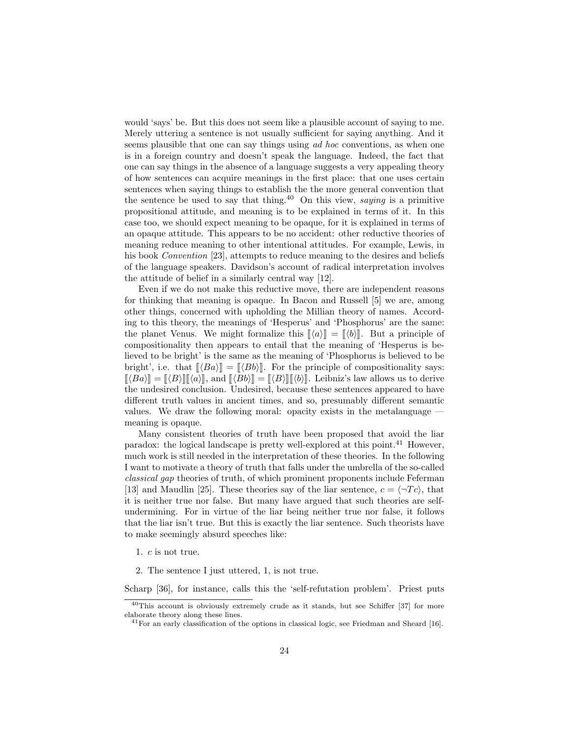would 'says' be. But this does not seem like a plausible account of saying to me. Merely uttering a sentence is not usually sufficient for saying anything. And it seems plausible that one can say things using *ad hoc* conventions, as when one is in a foreign country and doesn't speak the language. Indeed, the fact that one can say things in the absence of a language suggests a very appealing theory of how sentences can acquire meanings in the first place: that one uses certain sentences when saying things to establish the the more general convention that the sentence be used to say that thing.[40] On this view, *saying* is a primitive propositional attitude, and meaning is to be explained in terms of it. In this case too, we should expect meaning to be opaque, for it is explained in terms of an opaque attitude. This appears to be no accident: other reductive theories of meaning reduce meaning to other intentional attitudes. For example, Lewis, in his book *Convention* [23], attempts to reduce meaning to the desires and beliefs of the language speakers. Davidson's account of radical interpretation involves the attitude of belief in a similarly central way [12].

Even if we do not make this reductive move, there are independent reasons for thinking that meaning is opaque. In Bacon and Russell [5] we are, among other things, concerned with upholding the Millian theory of names. According to this theory, the meanings of 'Hesperus' and 'Phosphorus' are the same: the planet Venus. We might formalize this $[\![\langle a\rangle]\!] = [\![\langle b\rangle]\!]$. But a principle of compositionality then appears to entail that the meaning of 'Hesperus is believed to be bright' is the same as the meaning of 'Phosphorus is believed to be bright', i.e. that $[\![\langle Ba\rangle]\!] = [\![\langle Bb\rangle]\!]$. For the principle of compositionality says: $[\![\langle Ba\rangle]\!] = [\![\langle B\rangle]\!][\![\langle a\rangle]\!]$, and $[\![\langle Bb\rangle]\!] = [\![\langle B\rangle]\!][\![\langle b\rangle]\!]$. Leibniz's law allows us to derive the undesired conclusion. Undesired, because these sentences appeared to have different truth values in ancient times, and so, presumably different semantic values. We draw the following moral: opacity exists in the metalanguage — meaning is opaque.

Many consistent theories of truth have been proposed that avoid the liar paradox: the logical landscape is pretty well-explored at this point.[41] However, much work is still needed in the interpretation of these theories. In the following I want to motivate a theory of truth that falls under the umbrella of the so-called *classical gap* theories of truth, of which prominent proponents include Feferman [13] and Maudlin [25]. These theories say of the liar sentence, $c = \langle \neg Tc\rangle$, that it is neither true nor false. But many have argued that such theories are self-undermining. For in virtue of the liar being neither true nor false, it follows that the liar isn't true. But this is exactly the liar sentence. Such theorists have to make seemingly absurd speeches like:

1. $c$ is not true.
2. The sentence I just uttered, 1, is not true.

Scharp [36], for instance, calls this the 'self-refutation problem'. Priest puts

[40] This account is obviously extremely crude as it stands, but see Schiffer [37] for more elaborate theory along these lines.

[41] For an early classification of the options in classical logic, see Friedman and Sheard [16].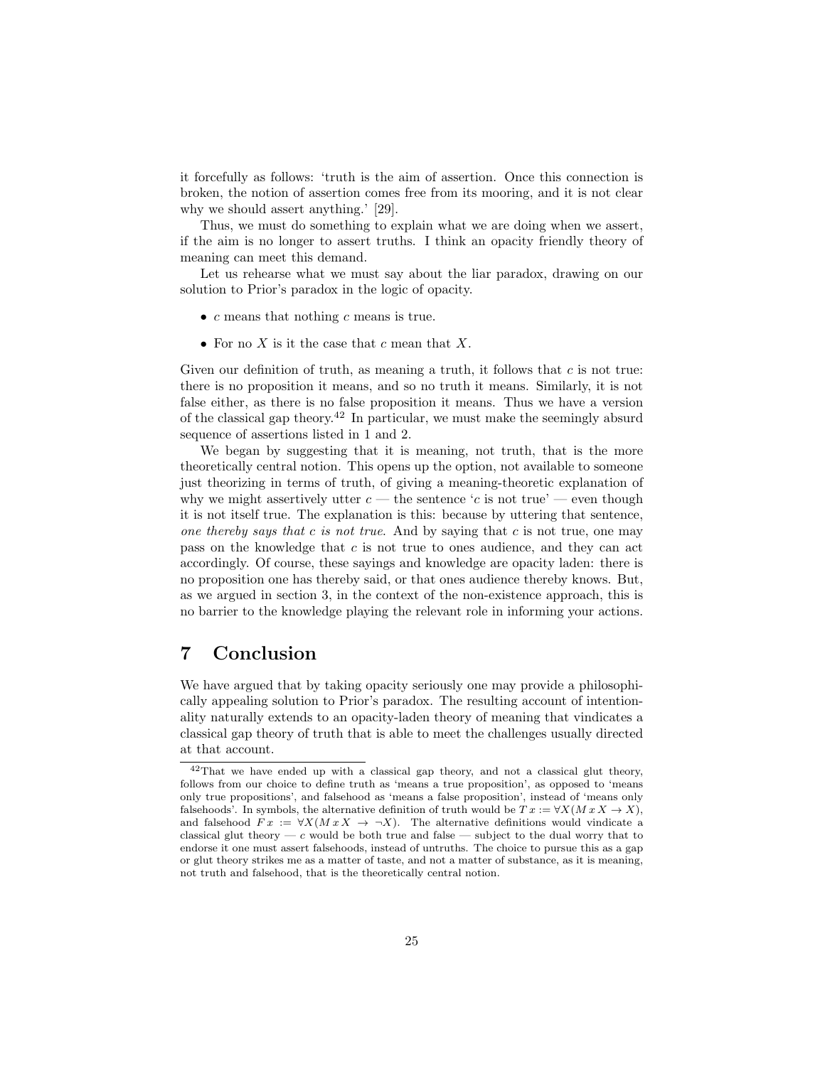it forcefully as follows: 'truth is the aim of assertion. Once this connection is broken, the notion of assertion comes free from its mooring, and it is not clear why we should assert anything.' [29].

Thus, we must do something to explain what we are doing when we assert, if the aim is no longer to assert truths. I think an opacity friendly theory of meaning can meet this demand.

Let us rehearse what we must say about the liar paradox, drawing on our solution to Prior's paradox in the logic of opacity.

- $c$ means that nothing $c$ means is true.
- For no $X$ is it the case that $c$ mean that $X$.

Given our definition of truth, as meaning a truth, it follows that $c$ is not true: there is no proposition it means, and so no truth it means. Similarly, it is not false either, as there is no false proposition it means. Thus we have a version of the classical gap theory.[42] In particular, we must make the seemingly absurd sequence of assertions listed in 1 and 2.

We began by suggesting that it is meaning, not truth, that is the more theoretically central notion. This opens up the option, not available to someone just theorizing in terms of truth, of giving a meaning-theoretic explanation of why we might assertively utter $c$ — the sentence '$c$ is not true' — even though it is not itself true. The explanation is this: because by uttering that sentence, *one thereby says that $c$ is not true*. And by saying that $c$ is not true, one may pass on the knowledge that $c$ is not true to ones audience, and they can act accordingly. Of course, these sayings and knowledge are opacity laden: there is no proposition one has thereby said, or that ones audience thereby knows. But, as we argued in section 3, in the context of the non-existence approach, this is no barrier to the knowledge playing the relevant role in informing your actions.

# 7 Conclusion

We have argued that by taking opacity seriously one may provide a philosophically appealing solution to Prior's paradox. The resulting account of intentionality naturally extends to an opacity-laden theory of meaning that vindicates a classical gap theory of truth that is able to meet the challenges usually directed at that account.

[42] That we have ended up with a classical gap theory, and not a classical glut theory, follows from our choice to define truth as 'means a true proposition', as opposed to 'means only true propositions', and falsehood as 'means a false proposition', instead of 'means only falsehoods'. In symbols, the alternative definition of truth would be $T\,x := \forall X(M\,x\,X \to X)$, and falsehood $F\,x := \forall X(M\,x\,X \to \neg X)$. The alternative definitions would vindicate a classical glut theory — $c$ would be both true and false — subject to the dual worry that to endorse it one must assert falsehoods, instead of untruths. The choice to pursue this as a gap or glut theory strikes me as a matter of taste, and not a matter of substance, as it is meaning, not truth and falsehood, that is the theoretically central notion.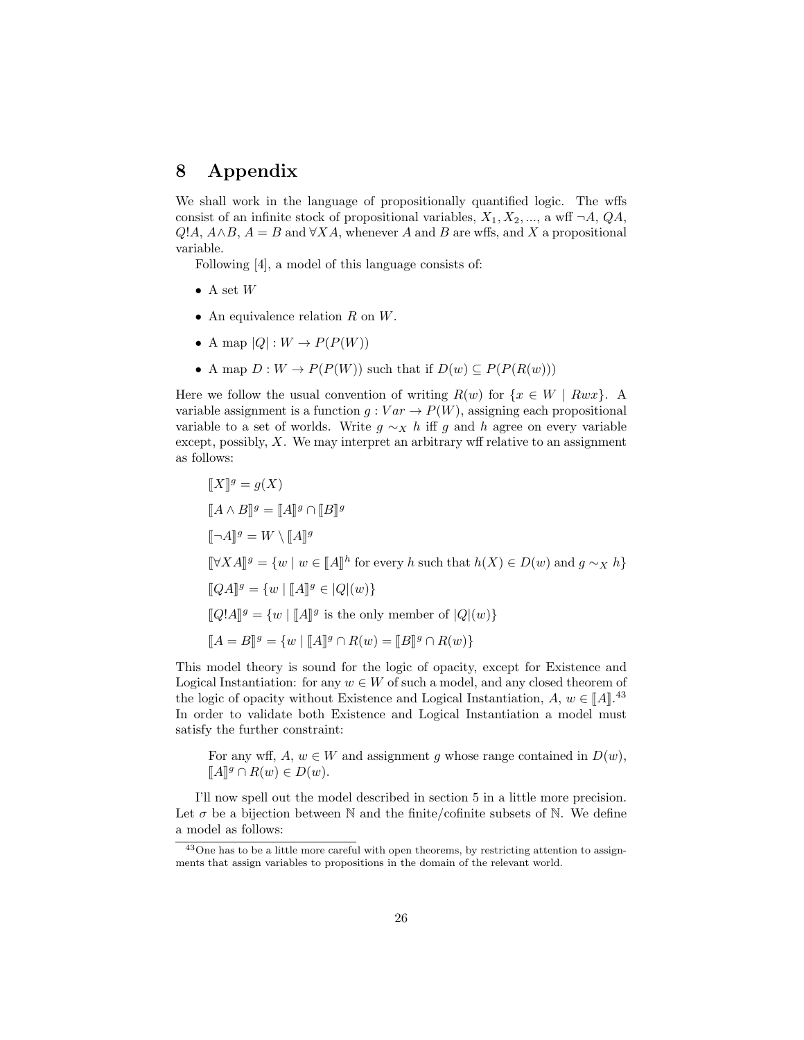# 8 Appendix

We shall work in the language of propositionally quantified logic. The wffs consist of an infinite stock of propositional variables, $X_1, X_2, \ldots$, a wff $\neg A$, $QA$, $Q!A$, $A \wedge B$, $A = B$ and $\forall X A$, whenever $A$ and $B$ are wffs, and $X$ a propositional variable.

Following [4], a model of this language consists of:

- A set $W$
- An equivalence relation $R$ on $W$.
- A map $|Q| : W \to P(P(W))$
- A map $D : W \to P(P(W))$ such that if $D(w) \subseteq P(P(R(w)))$

Here we follow the usual convention of writing $R(w)$ for $\{x \in W \mid Rwx\}$. A variable assignment is a function $g : Var \to P(W)$, assigning each propositional variable to a set of worlds. Write $g \sim_X h$ iff $g$ and $h$ agree on every variable except, possibly, $X$. We may interpret an arbitrary wff relative to an assignment as follows:

$$[\![X]\!]^g = g(X)$$

$$[\![A \wedge B]\!]^g = [\![A]\!]^g \cap [\![B]\!]^g$$

$$[\![\neg A]\!]^g = W \setminus [\![A]\!]^g$$

$$[\![\forall X A]\!]^g = \{w \mid w \in [\![A]\!]^h \text{ for every } h \text{ such that } h(X) \in D(w) \text{ and } g \sim_X h\}$$

$$[\![QA]\!]^g = \{w \mid [\![A]\!]^g \in |Q|(w)\}$$

$$[\![Q!A]\!]^g = \{w \mid [\![A]\!]^g \text{ is the only member of } |Q|(w)\}$$

$$[\![A = B]\!]^g = \{w \mid [\![A]\!]^g \cap R(w) = [\![B]\!]^g \cap R(w)\}$$

This model theory is sound for the logic of opacity, except for Existence and Logical Instantiation: for any $w \in W$ of such a model, and any closed theorem of the logic of opacity without Existence and Logical Instantiation, $A$, $w \in [\![A]\!]$.[43] In order to validate both Existence and Logical Instantiation a model must satisfy the further constraint:

> For any wff, $A$, $w \in W$ and assignment $g$ whose range contained in $D(w)$, $[\![A]\!]^g \cap R(w) \in D(w)$.

I'll now spell out the model described in section 5 in a little more precision. Let $\sigma$ be a bijection between $\mathbb{N}$ and the finite/cofinite subsets of $\mathbb{N}$. We define a model as follows:

[43] One has to be a little more careful with open theorems, by restricting attention to assignments that assign variables to propositions in the domain of the relevant world.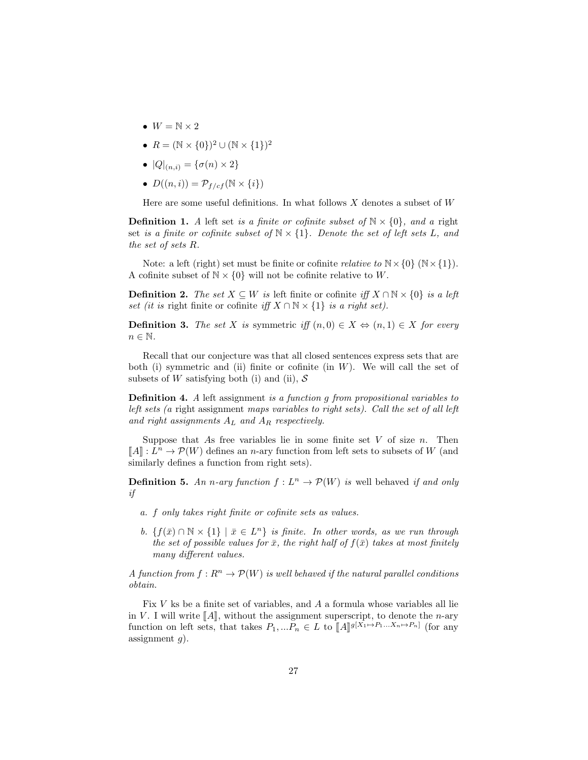- $W = \mathbb{N} \times 2$
- $R = (\mathbb{N} \times \{0\})^2 \cup (\mathbb{N} \times \{1\})^2$
- $|Q|_{(n,i)} = \{\sigma(n) \times 2\}$
- $D((n,i)) = \mathcal{P}_{f/cf}(\mathbb{N} \times \{i\})$

Here are some useful definitions. In what follows $X$ denotes a subset of $W$

**Definition 1.** *A* left set *is a finite or cofinite subset of* $\mathbb{N} \times \{0\}$*, and a* right set *is a finite or cofinite subset of* $\mathbb{N} \times \{1\}$*. Denote the set of left sets* $L$*, and the set of sets* $R$*.*

Note: a left (right) set must be finite or cofinite *relative to* $\mathbb{N} \times \{0\}$ ($\mathbb{N} \times \{1\}$). A cofinite subset of $\mathbb{N} \times \{0\}$ will not be cofinite relative to $W$.

**Definition 2.** *The set* $X \subseteq W$ *is* left finite or cofinite *iff* $X \cap \mathbb{N} \times \{0\}$ *is a left set (it is* right finite or cofinite *iff* $X \cap \mathbb{N} \times \{1\}$ *is a right set).*

**Definition 3.** *The set* $X$ *is* symmetric *iff* $(n, 0) \in X \Leftrightarrow (n, 1) \in X$ *for every* $n \in \mathbb{N}$*.*

Recall that our conjecture was that all closed sentences express sets that are both (i) symmetric and (ii) finite or cofinite (in $W$). We will call the set of subsets of $W$ satisfying both (i) and (ii), $\mathcal{S}$

**Definition 4.** *A* left assignment *is a function* $g$ *from propositional variables to left sets (a* right assignment *maps variables to right sets). Call the set of all left and right assignments* $A_L$ *and* $A_R$ *respectively.*

Suppose that $A$s free variables lie in some finite set $V$ of size $n$. Then $[\![A]\!] : L^n \to \mathcal{P}(W)$ defines an $n$-ary function from left sets to subsets of $W$ (and similarly defines a function from right sets).

**Definition 5.** *An* $n$*-ary function* $f : L^n \to \mathcal{P}(W)$ *is* well behaved *if and only if*

a. *$f$ only takes right finite or cofinite sets as values.*

b. $\{f(\bar{x}) \cap \mathbb{N} \times \{1\} \mid \bar{x} \in L^n\}$ *is finite. In other words, as we run through the set of possible values for* $\bar{x}$*, the right half of* $f(\bar{x})$ *takes at most finitely many different values.*

*A function from* $f : R^n \to \mathcal{P}(W)$ *is well behaved if the natural parallel conditions obtain.*

Fix $V$ ks be a finite set of variables, and $A$ a formula whose variables all lie in $V$. I will write $[\![A]\!]$, without the assignment superscript, to denote the $n$-ary function on left sets, that takes $P_1, ...P_n \in L$ to $[\![A]\!]^{g[X_1 \mapsto P_1 ... X_n \mapsto P_n]}$ (for any assignment $g$).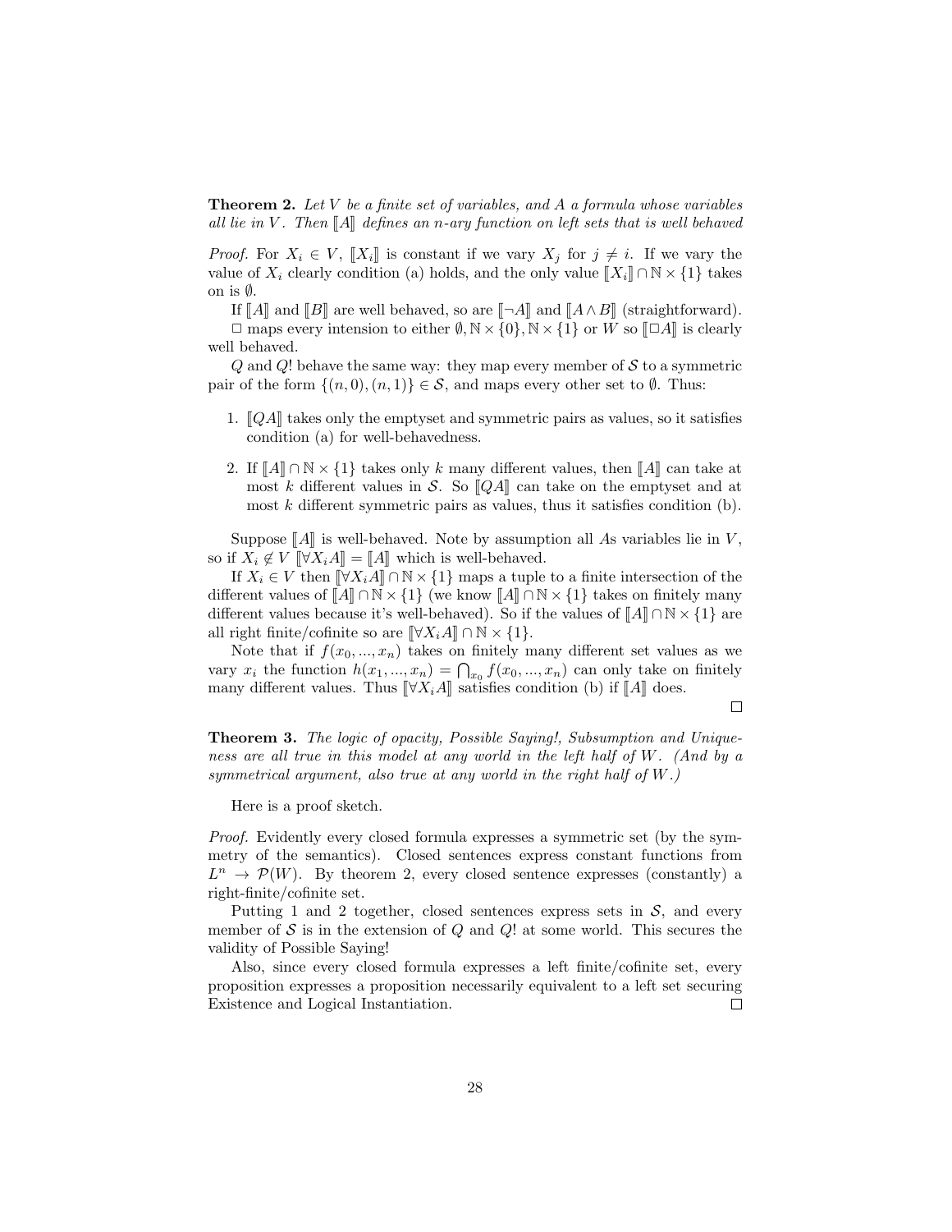**Theorem 2.** *Let $V$ be a finite set of variables, and $A$ a formula whose variables all lie in $V$. Then $[\![A]\!]$ defines an $n$-ary function on left sets that is well behaved*

*Proof.* For $X_i \in V$, $[\![X_i]\!]$ is constant if we vary $X_j$ for $j \neq i$. If we vary the value of $X_i$ clearly condition (a) holds, and the only value $[\![X_i]\!] \cap \mathbb{N} \times \{1\}$ takes on is $\emptyset$.

If $[\![A]\!]$ and $[\![B]\!]$ are well behaved, so are $[\![\neg A]\!]$ and $[\![A \wedge B]\!]$ (straightforward). $\Box$ maps every intension to either $\emptyset, \mathbb{N} \times \{0\}, \mathbb{N} \times \{1\}$ or $W$ so $[\![\Box A]\!]$ is clearly well behaved.

$Q$ and $Q!$ behave the same way: they map every member of $\mathcal{S}$ to a symmetric pair of the form $\{(n, 0), (n, 1)\} \in \mathcal{S}$, and maps every other set to $\emptyset$. Thus:

1. $[\![QA]\!]$ takes only the emptyset and symmetric pairs as values, so it satisfies condition (a) for well-behavedness.
2. If $[\![A]\!] \cap \mathbb{N} \times \{1\}$ takes only $k$ many different values, then $[\![A]\!]$ can take at most $k$ different values in $\mathcal{S}$. So $[\![QA]\!]$ can take on the emptyset and at most $k$ different symmetric pairs as values, thus it satisfies condition (b).

Suppose $[\![A]\!]$ is well-behaved. Note by assumption all $A$s variables lie in $V$, so if $X_i \notin V$ $[\![\forall X_i A]\!] = [\![A]\!]$ which is well-behaved.

If $X_i \in V$ then $[\![\forall X_i A]\!] \cap \mathbb{N} \times \{1\}$ maps a tuple to a finite intersection of the different values of $[\![A]\!] \cap \mathbb{N} \times \{1\}$ (we know $[\![A]\!] \cap \mathbb{N} \times \{1\}$ takes on finitely many different values because it's well-behaved). So if the values of $[\![A]\!] \cap \mathbb{N} \times \{1\}$ are all right finite/cofinite so are $[\![\forall X_i A]\!] \cap \mathbb{N} \times \{1\}$.

Note that if $f(x_0, ..., x_n)$ takes on finitely many different set values as we vary $x_i$ the function $h(x_1, ..., x_n) = \bigcap_{x_0} f(x_0, ..., x_n)$ can only take on finitely many different values. Thus $[\![\forall X_i A]\!]$ satisfies condition (b) if $[\![A]\!]$ does. $\square$

**Theorem 3.** *The logic of opacity, Possible Saying!, Subsumption and Uniqueness are all true in this model at any world in the left half of $W$. (And by a symmetrical argument, also true at any world in the right half of $W$.)*

Here is a proof sketch.

*Proof.* Evidently every closed formula expresses a symmetric set (by the symmetry of the semantics). Closed sentences express constant functions from $L^n \to \mathcal{P}(W)$. By theorem 2, every closed sentence expresses (constantly) a right-finite/cofinite set.

Putting 1 and 2 together, closed sentences express sets in $\mathcal{S}$, and every member of $\mathcal{S}$ is in the extension of $Q$ and $Q!$ at some world. This secures the validity of Possible Saying!

Also, since every closed formula expresses a left finite/cofinite set, every proposition expresses a proposition necessarily equivalent to a left set securing Existence and Logical Instantiation. $\square$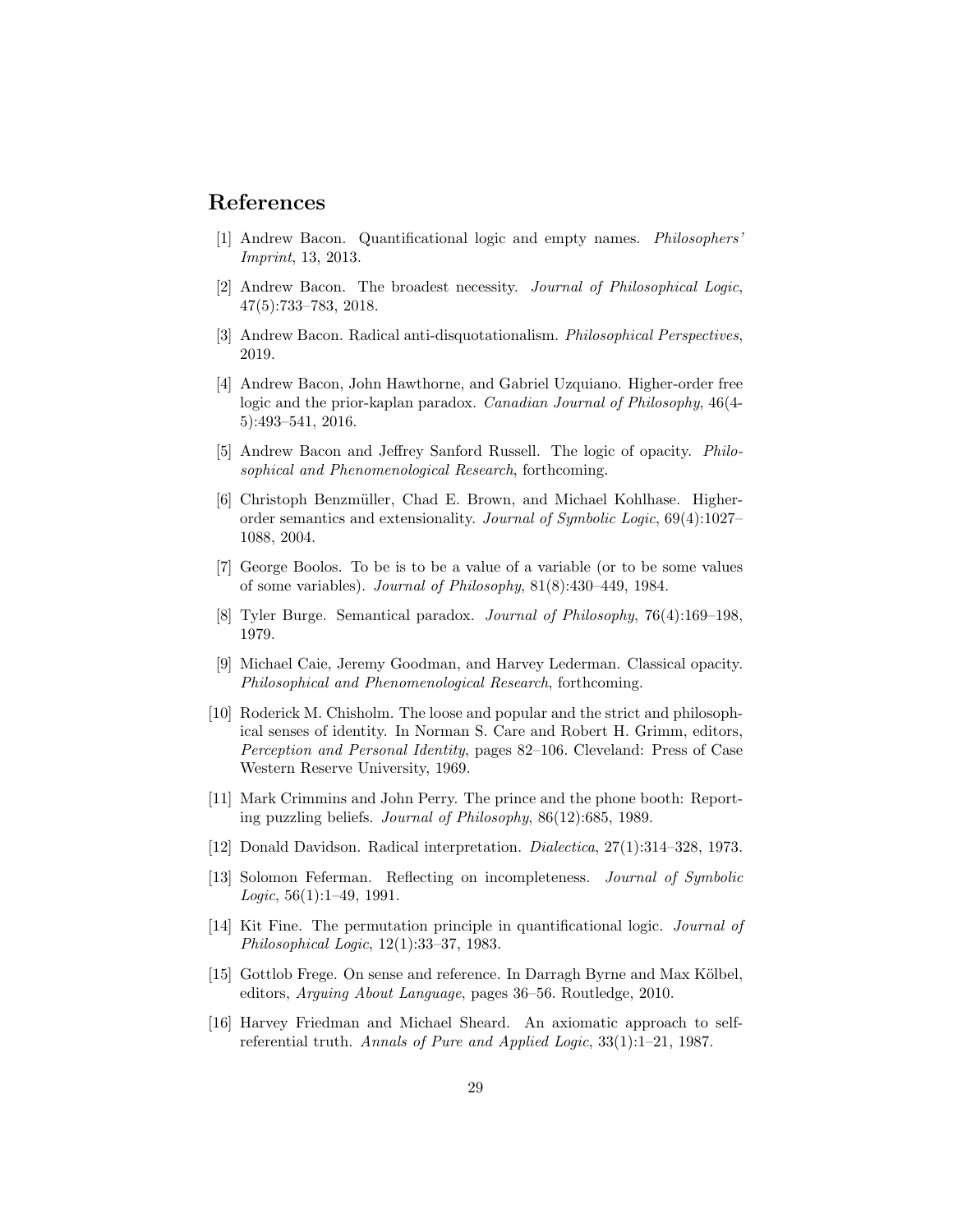## References

[1] Andrew Bacon. Quantificational logic and empty names. *Philosophers' Imprint*, 13, 2013.

[2] Andrew Bacon. The broadest necessity. *Journal of Philosophical Logic*, 47(5):733–783, 2018.

[3] Andrew Bacon. Radical anti-disquotationalism. *Philosophical Perspectives*, 2019.

[4] Andrew Bacon, John Hawthorne, and Gabriel Uzquiano. Higher-order free logic and the prior-kaplan paradox. *Canadian Journal of Philosophy*, 46(4-5):493–541, 2016.

[5] Andrew Bacon and Jeffrey Sanford Russell. The logic of opacity. *Philosophical and Phenomenological Research*, forthcoming.

[6] Christoph Benzmüller, Chad E. Brown, and Michael Kohlhase. Higher-order semantics and extensionality. *Journal of Symbolic Logic*, 69(4):1027–1088, 2004.

[7] George Boolos. To be is to be a value of a variable (or to be some values of some variables). *Journal of Philosophy*, 81(8):430–449, 1984.

[8] Tyler Burge. Semantical paradox. *Journal of Philosophy*, 76(4):169–198, 1979.

[9] Michael Caie, Jeremy Goodman, and Harvey Lederman. Classical opacity. *Philosophical and Phenomenological Research*, forthcoming.

[10] Roderick M. Chisholm. The loose and popular and the strict and philosophical senses of identity. In Norman S. Care and Robert H. Grimm, editors, *Perception and Personal Identity*, pages 82–106. Cleveland: Press of Case Western Reserve University, 1969.

[11] Mark Crimmins and John Perry. The prince and the phone booth: Reporting puzzling beliefs. *Journal of Philosophy*, 86(12):685, 1989.

[12] Donald Davidson. Radical interpretation. *Dialectica*, 27(1):314–328, 1973.

[13] Solomon Feferman. Reflecting on incompleteness. *Journal of Symbolic Logic*, 56(1):1–49, 1991.

[14] Kit Fine. The permutation principle in quantificational logic. *Journal of Philosophical Logic*, 12(1):33–37, 1983.

[15] Gottlob Frege. On sense and reference. In Darragh Byrne and Max Kölbel, editors, *Arguing About Language*, pages 36–56. Routledge, 2010.

[16] Harvey Friedman and Michael Sheard. An axiomatic approach to self-referential truth. *Annals of Pure and Applied Logic*, 33(1):1–21, 1987.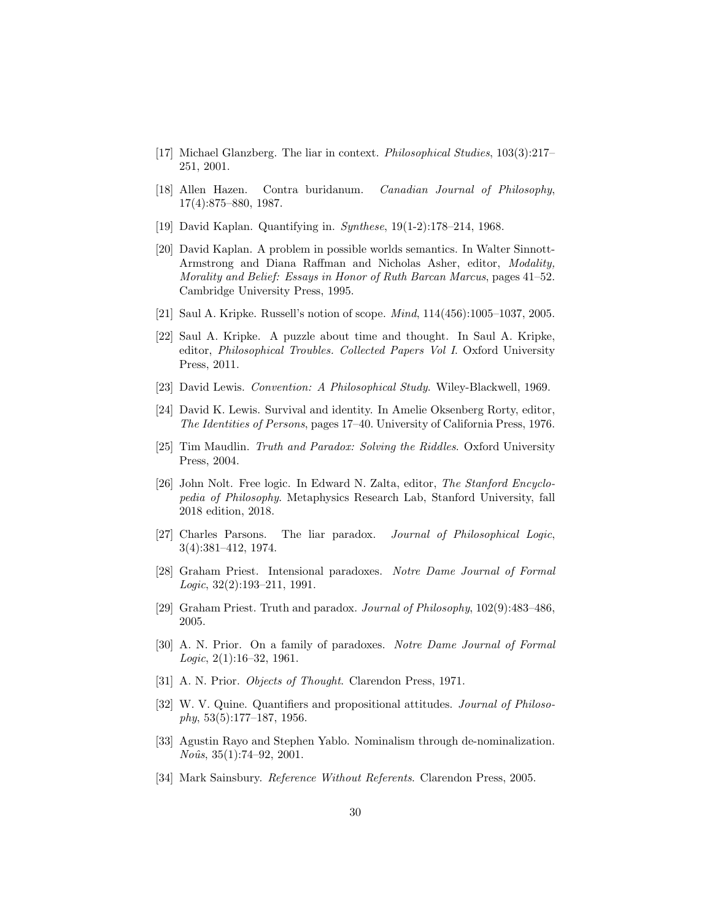[17] Michael Glanzberg. The liar in context. *Philosophical Studies*, 103(3):217–251, 2001.

[18] Allen Hazen. Contra buridanum. *Canadian Journal of Philosophy*, 17(4):875–880, 1987.

[19] David Kaplan. Quantifying in. *Synthese*, 19(1-2):178–214, 1968.

[20] David Kaplan. A problem in possible worlds semantics. In Walter Sinnott-Armstrong and Diana Raffman and Nicholas Asher, editor, *Modality, Morality and Belief: Essays in Honor of Ruth Barcan Marcus*, pages 41–52. Cambridge University Press, 1995.

[21] Saul A. Kripke. Russell's notion of scope. *Mind*, 114(456):1005–1037, 2005.

[22] Saul A. Kripke. A puzzle about time and thought. In Saul A. Kripke, editor, *Philosophical Troubles. Collected Papers Vol I*. Oxford University Press, 2011.

[23] David Lewis. *Convention: A Philosophical Study*. Wiley-Blackwell, 1969.

[24] David K. Lewis. Survival and identity. In Amelie Oksenberg Rorty, editor, *The Identities of Persons*, pages 17–40. University of California Press, 1976.

[25] Tim Maudlin. *Truth and Paradox: Solving the Riddles*. Oxford University Press, 2004.

[26] John Nolt. Free logic. In Edward N. Zalta, editor, *The Stanford Encyclopedia of Philosophy*. Metaphysics Research Lab, Stanford University, fall 2018 edition, 2018.

[27] Charles Parsons. The liar paradox. *Journal of Philosophical Logic*, 3(4):381–412, 1974.

[28] Graham Priest. Intensional paradoxes. *Notre Dame Journal of Formal Logic*, 32(2):193–211, 1991.

[29] Graham Priest. Truth and paradox. *Journal of Philosophy*, 102(9):483–486, 2005.

[30] A. N. Prior. On a family of paradoxes. *Notre Dame Journal of Formal Logic*, 2(1):16–32, 1961.

[31] A. N. Prior. *Objects of Thought*. Clarendon Press, 1971.

[32] W. V. Quine. Quantifiers and propositional attitudes. *Journal of Philosophy*, 53(5):177–187, 1956.

[33] Agustin Rayo and Stephen Yablo. Nominalism through de-nominalization. *Noûs*, 35(1):74–92, 2001.

[34] Mark Sainsbury. *Reference Without Referents*. Clarendon Press, 2005.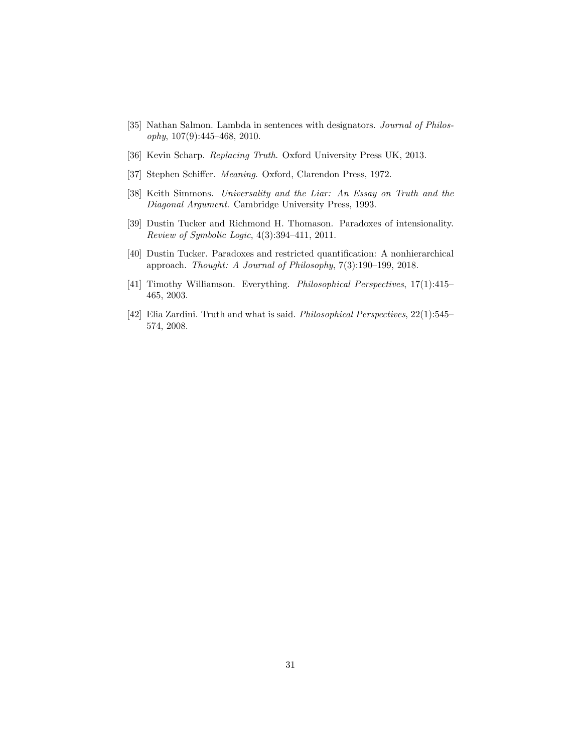[35] Nathan Salmon. Lambda in sentences with designators. *Journal of Philosophy*, 107(9):445–468, 2010.

[36] Kevin Scharp. *Replacing Truth*. Oxford University Press UK, 2013.

[37] Stephen Schiffer. *Meaning*. Oxford, Clarendon Press, 1972.

[38] Keith Simmons. *Universality and the Liar: An Essay on Truth and the Diagonal Argument*. Cambridge University Press, 1993.

[39] Dustin Tucker and Richmond H. Thomason. Paradoxes of intensionality. *Review of Symbolic Logic*, 4(3):394–411, 2011.

[40] Dustin Tucker. Paradoxes and restricted quantification: A nonhierarchical approach. *Thought: A Journal of Philosophy*, 7(3):190–199, 2018.

[41] Timothy Williamson. Everything. *Philosophical Perspectives*, 17(1):415–465, 2003.

[42] Elia Zardini. Truth and what is said. *Philosophical Perspectives*, 22(1):545–574, 2008.